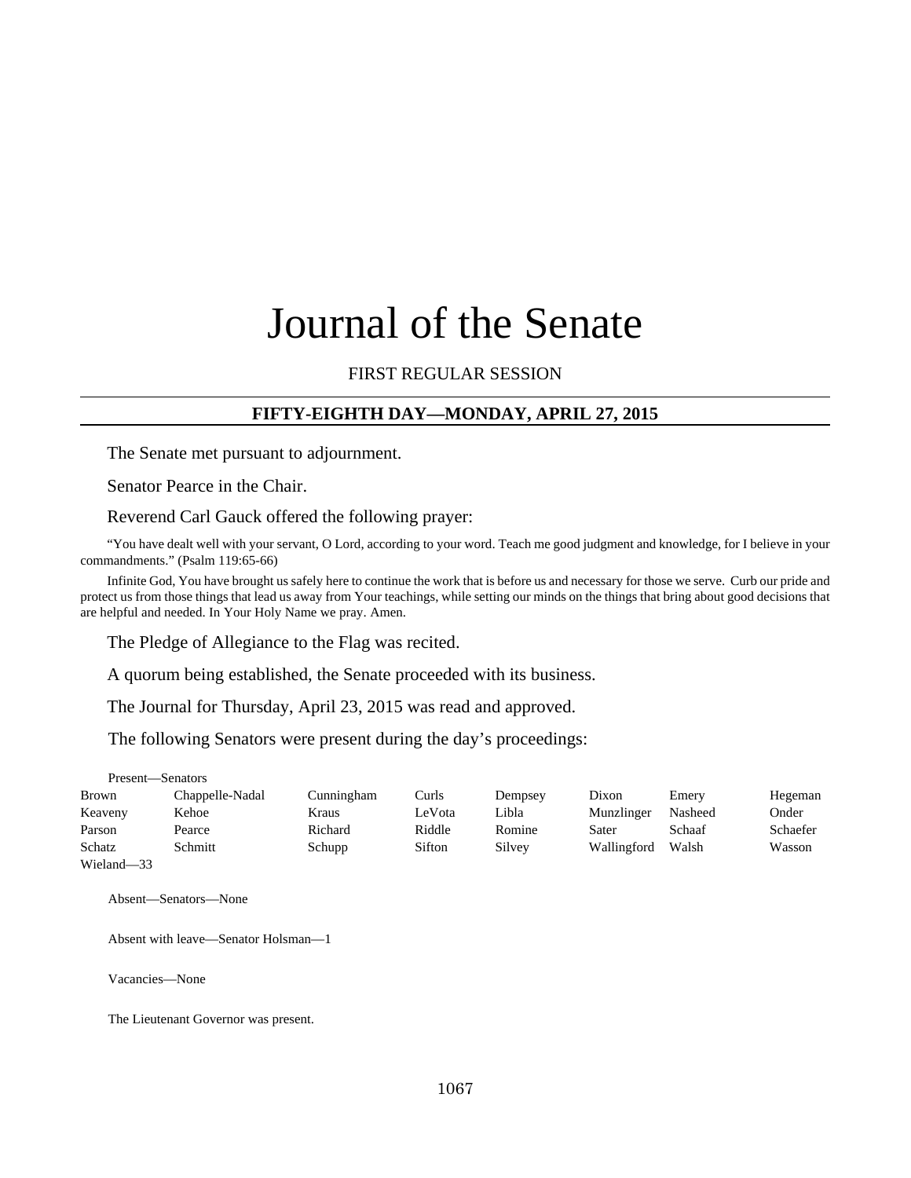# Journal of the Senate

FIRST REGULAR SESSION

## FIFTY-EIGHTH DAY—MONDAY, APRIL 27, 2015

The Senate met pursuant to adjournment.

Senator Pearce in the Chair.

Reverend Carl Gauck offered the following prayer:

"You have dealt well with your servant, O Lord, according to your word. Teach me good judgment and knowledge, for I believe in your commandments." (Psalm 119:65-66)

Infinite God, You have brought us safely here to continue the work that is before us and necessary for those we serve. Curb our pride and protect us from those things that lead us away from Your teachings, while setting our minds on the things that bring about good decisions that are helpful and needed. In Your Holy Name we pray. Amen.

The Pledge of Allegiance to the Flag was recited.

A quorum being established, the Senate proceeded with its business.

The Journal for Thursday, April 23, 2015 was read and approved.

The following Senators were present during the day's proceedings:

Present—Senators

| | | | | | | | |
|---|---|---|---|---|---|---|---|
| Brown | Chappelle-Nadal | Cunningham | Curls | Dempsey | Dixon | Emery | Hegeman |
| Keaveny | Kehoe | Kraus | LeVota | Libla | Munzlinger | Nasheed | Onder |
| Parson | Pearce | Richard | Riddle | Romine | Sater | Schaaf | Schaefer |
| Schatz | Schmitt | Schupp | Sifton | Silvey | Wallingford | Walsh | Wasson |
| Wieland—33 | | | | | | | |

Absent—Senators—None

Absent with leave—Senator Holsman—1

Vacancies—None

The Lieutenant Governor was present.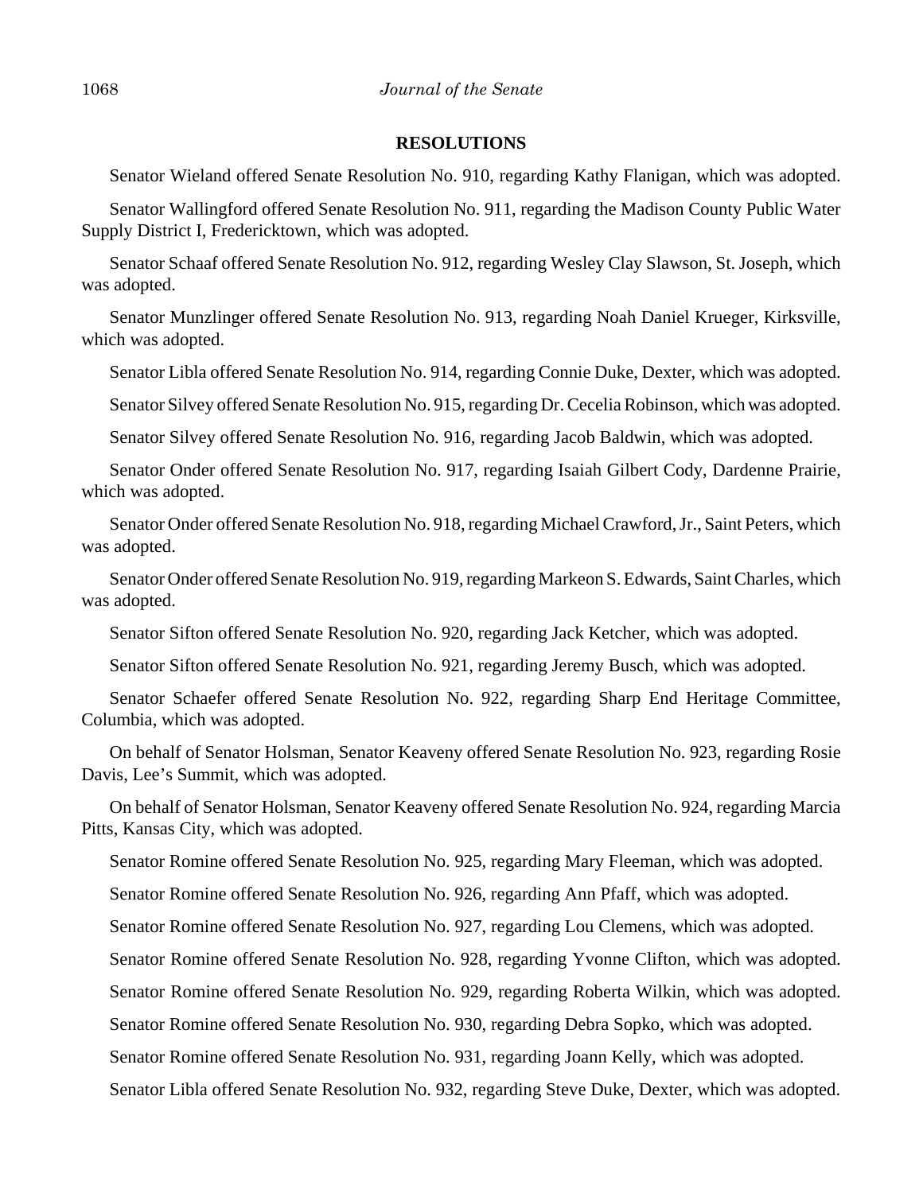## RESOLUTIONS

Senator Wieland offered Senate Resolution No. 910, regarding Kathy Flanigan, which was adopted.

Senator Wallingford offered Senate Resolution No. 911, regarding the Madison County Public Water Supply District I, Fredericktown, which was adopted.

Senator Schaaf offered Senate Resolution No. 912, regarding Wesley Clay Slawson, St. Joseph, which was adopted.

Senator Munzlinger offered Senate Resolution No. 913, regarding Noah Daniel Krueger, Kirksville, which was adopted.

Senator Libla offered Senate Resolution No. 914, regarding Connie Duke, Dexter, which was adopted.

Senator Silvey offered Senate Resolution No. 915, regarding Dr. Cecelia Robinson, which was adopted.

Senator Silvey offered Senate Resolution No. 916, regarding Jacob Baldwin, which was adopted.

Senator Onder offered Senate Resolution No. 917, regarding Isaiah Gilbert Cody, Dardenne Prairie, which was adopted.

Senator Onder offered Senate Resolution No. 918, regarding Michael Crawford, Jr., Saint Peters, which was adopted.

Senator Onder offered Senate Resolution No. 919, regarding Markeon S. Edwards, Saint Charles, which was adopted.

Senator Sifton offered Senate Resolution No. 920, regarding Jack Ketcher, which was adopted.

Senator Sifton offered Senate Resolution No. 921, regarding Jeremy Busch, which was adopted.

Senator Schaefer offered Senate Resolution No. 922, regarding Sharp End Heritage Committee, Columbia, which was adopted.

On behalf of Senator Holsman, Senator Keaveny offered Senate Resolution No. 923, regarding Rosie Davis, Lee's Summit, which was adopted.

On behalf of Senator Holsman, Senator Keaveny offered Senate Resolution No. 924, regarding Marcia Pitts, Kansas City, which was adopted.

Senator Romine offered Senate Resolution No. 925, regarding Mary Fleeman, which was adopted.

Senator Romine offered Senate Resolution No. 926, regarding Ann Pfaff, which was adopted.

Senator Romine offered Senate Resolution No. 927, regarding Lou Clemens, which was adopted.

Senator Romine offered Senate Resolution No. 928, regarding Yvonne Clifton, which was adopted.

Senator Romine offered Senate Resolution No. 929, regarding Roberta Wilkin, which was adopted.

Senator Romine offered Senate Resolution No. 930, regarding Debra Sopko, which was adopted.

Senator Romine offered Senate Resolution No. 931, regarding Joann Kelly, which was adopted.

Senator Libla offered Senate Resolution No. 932, regarding Steve Duke, Dexter, which was adopted.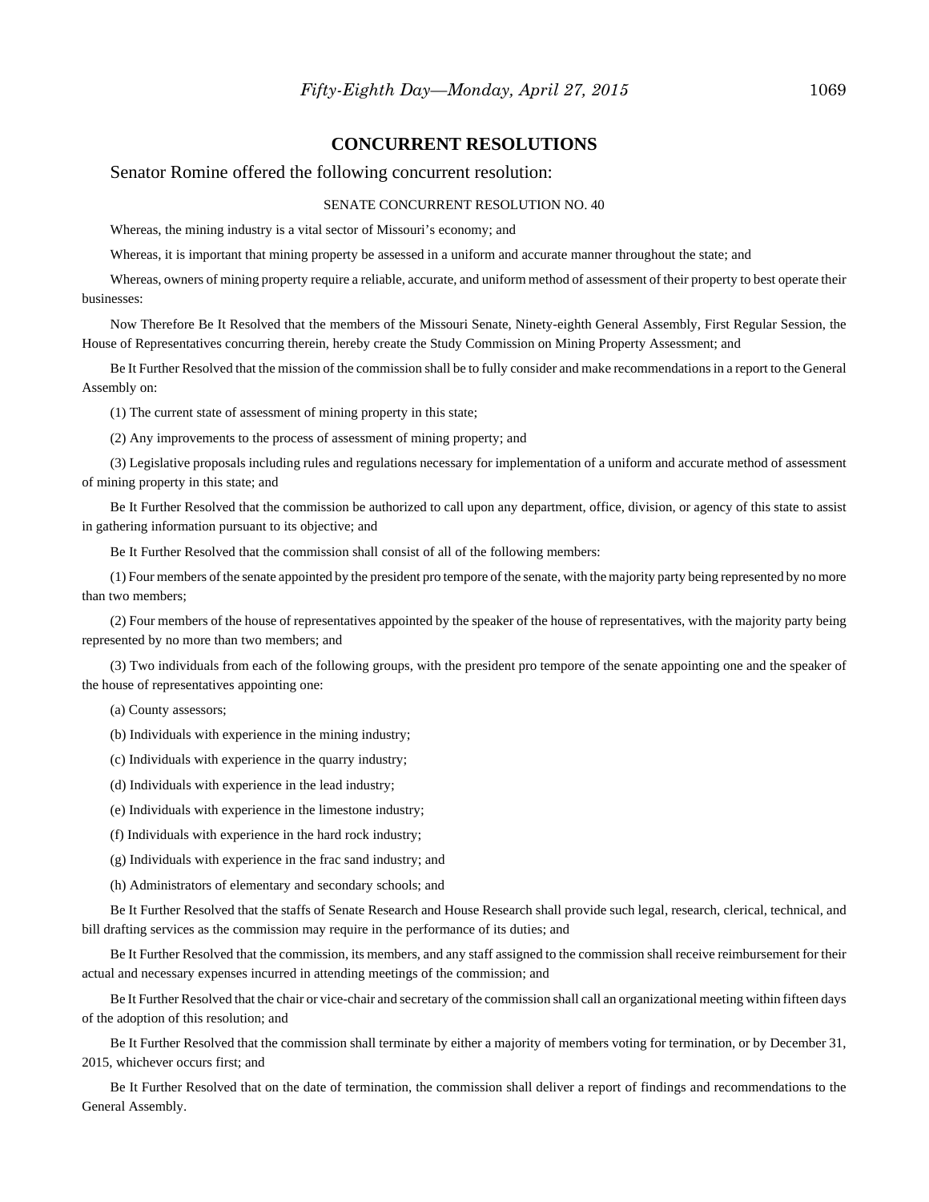## CONCURRENT RESOLUTIONS

Senator Romine offered the following concurrent resolution:

SENATE CONCURRENT RESOLUTION NO. 40

Whereas, the mining industry is a vital sector of Missouri's economy; and

Whereas, it is important that mining property be assessed in a uniform and accurate manner throughout the state; and

Whereas, owners of mining property require a reliable, accurate, and uniform method of assessment of their property to best operate their businesses:

Now Therefore Be It Resolved that the members of the Missouri Senate, Ninety-eighth General Assembly, First Regular Session, the House of Representatives concurring therein, hereby create the Study Commission on Mining Property Assessment; and

Be It Further Resolved that the mission of the commission shall be to fully consider and make recommendations in a report to the General Assembly on:

(1) The current state of assessment of mining property in this state;

(2) Any improvements to the process of assessment of mining property; and

(3) Legislative proposals including rules and regulations necessary for implementation of a uniform and accurate method of assessment of mining property in this state; and

Be It Further Resolved that the commission be authorized to call upon any department, office, division, or agency of this state to assist in gathering information pursuant to its objective; and

Be It Further Resolved that the commission shall consist of all of the following members:

(1) Four members of the senate appointed by the president pro tempore of the senate, with the majority party being represented by no more than two members;

(2) Four members of the house of representatives appointed by the speaker of the house of representatives, with the majority party being represented by no more than two members; and

(3) Two individuals from each of the following groups, with the president pro tempore of the senate appointing one and the speaker of the house of representatives appointing one:

(a) County assessors;

(b) Individuals with experience in the mining industry;

(c) Individuals with experience in the quarry industry;

(d) Individuals with experience in the lead industry;

(e) Individuals with experience in the limestone industry;

(f) Individuals with experience in the hard rock industry;

(g) Individuals with experience in the frac sand industry; and

(h) Administrators of elementary and secondary schools; and

Be It Further Resolved that the staffs of Senate Research and House Research shall provide such legal, research, clerical, technical, and bill drafting services as the commission may require in the performance of its duties; and

Be It Further Resolved that the commission, its members, and any staff assigned to the commission shall receive reimbursement for their actual and necessary expenses incurred in attending meetings of the commission; and

Be It Further Resolved that the chair or vice-chair and secretary of the commission shall call an organizational meeting within fifteen days of the adoption of this resolution; and

Be It Further Resolved that the commission shall terminate by either a majority of members voting for termination, or by December 31, 2015, whichever occurs first; and

Be It Further Resolved that on the date of termination, the commission shall deliver a report of findings and recommendations to the General Assembly.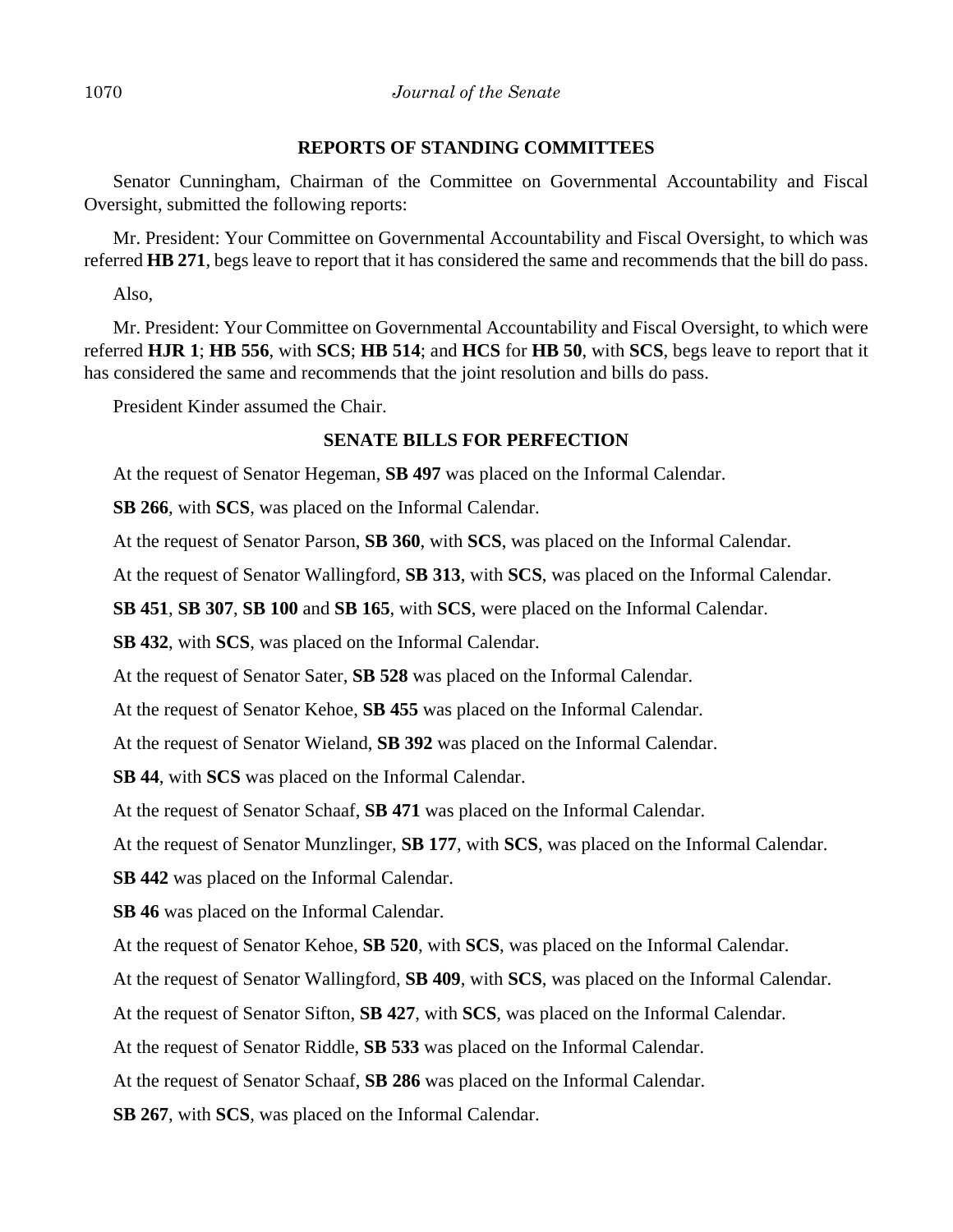## REPORTS OF STANDING COMMITTEES

Senator Cunningham, Chairman of the Committee on Governmental Accountability and Fiscal Oversight, submitted the following reports:

Mr. President: Your Committee on Governmental Accountability and Fiscal Oversight, to which was referred **HB 271**, begs leave to report that it has considered the same and recommends that the bill do pass.

Also,

Mr. President: Your Committee on Governmental Accountability and Fiscal Oversight, to which were referred **HJR 1**; **HB 556**, with **SCS**; **HB 514**; and **HCS** for **HB 50**, with **SCS**, begs leave to report that it has considered the same and recommends that the joint resolution and bills do pass.

President Kinder assumed the Chair.

## SENATE BILLS FOR PERFECTION

At the request of Senator Hegeman, **SB 497** was placed on the Informal Calendar.

**SB 266**, with **SCS**, was placed on the Informal Calendar.

At the request of Senator Parson, **SB 360**, with **SCS**, was placed on the Informal Calendar.

At the request of Senator Wallingford, **SB 313**, with **SCS**, was placed on the Informal Calendar.

**SB 451**, **SB 307**, **SB 100** and **SB 165**, with **SCS**, were placed on the Informal Calendar.

**SB 432**, with **SCS**, was placed on the Informal Calendar.

At the request of Senator Sater, **SB 528** was placed on the Informal Calendar.

At the request of Senator Kehoe, **SB 455** was placed on the Informal Calendar.

At the request of Senator Wieland, **SB 392** was placed on the Informal Calendar.

**SB 44**, with **SCS** was placed on the Informal Calendar.

At the request of Senator Schaaf, **SB 471** was placed on the Informal Calendar.

At the request of Senator Munzlinger, **SB 177**, with **SCS**, was placed on the Informal Calendar.

**SB 442** was placed on the Informal Calendar.

**SB 46** was placed on the Informal Calendar.

At the request of Senator Kehoe, **SB 520**, with **SCS**, was placed on the Informal Calendar.

At the request of Senator Wallingford, **SB 409**, with **SCS**, was placed on the Informal Calendar.

At the request of Senator Sifton, **SB 427**, with **SCS**, was placed on the Informal Calendar.

At the request of Senator Riddle, **SB 533** was placed on the Informal Calendar.

At the request of Senator Schaaf, **SB 286** was placed on the Informal Calendar.

**SB 267**, with **SCS**, was placed on the Informal Calendar.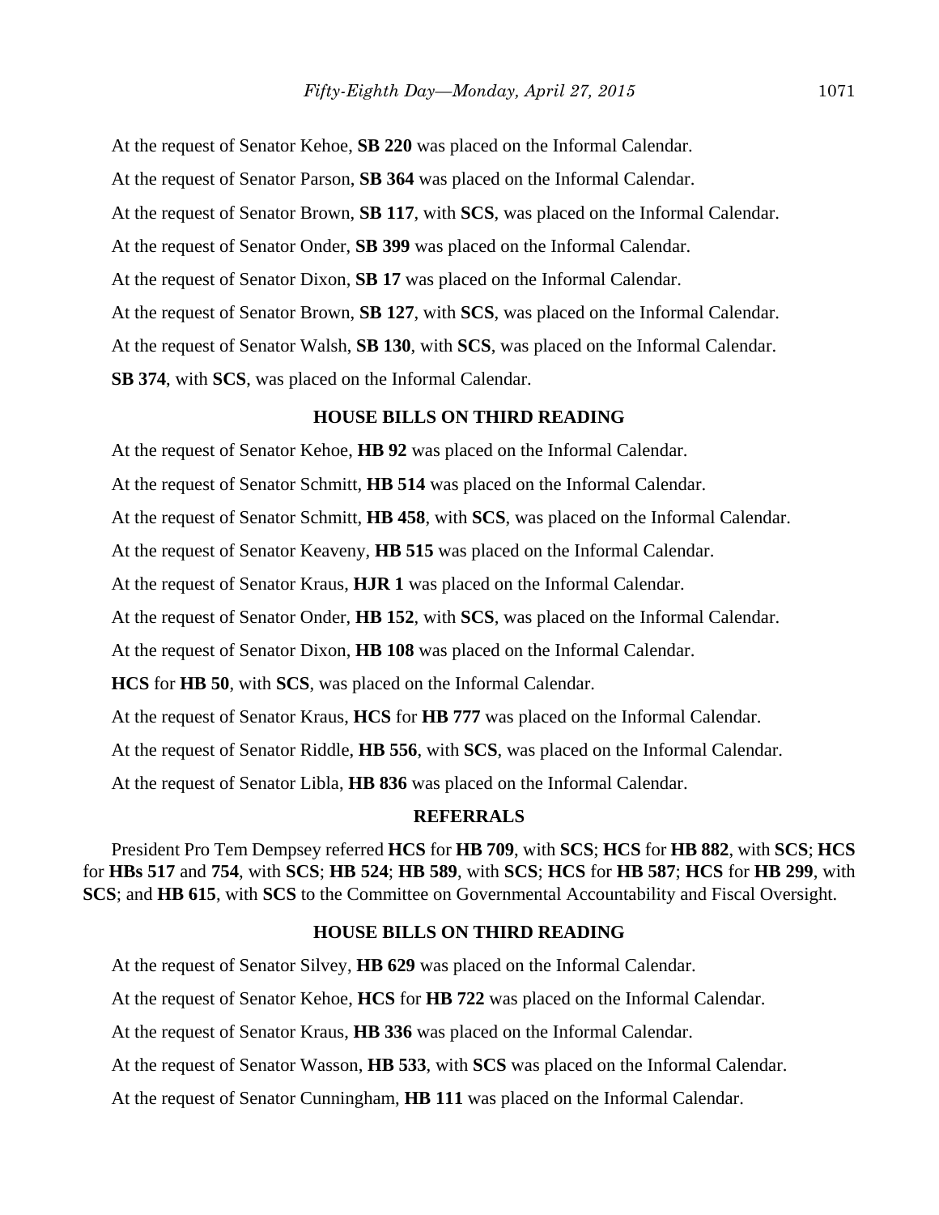At the request of Senator Kehoe, **SB 220** was placed on the Informal Calendar.

At the request of Senator Parson, **SB 364** was placed on the Informal Calendar.

At the request of Senator Brown, **SB 117**, with **SCS**, was placed on the Informal Calendar.

At the request of Senator Onder, **SB 399** was placed on the Informal Calendar.

At the request of Senator Dixon, **SB 17** was placed on the Informal Calendar.

At the request of Senator Brown, **SB 127**, with **SCS**, was placed on the Informal Calendar.

At the request of Senator Walsh, **SB 130**, with **SCS**, was placed on the Informal Calendar.

**SB 374**, with **SCS**, was placed on the Informal Calendar.

## HOUSE BILLS ON THIRD READING

At the request of Senator Kehoe, **HB 92** was placed on the Informal Calendar.

At the request of Senator Schmitt, **HB 514** was placed on the Informal Calendar.

At the request of Senator Schmitt, **HB 458**, with **SCS**, was placed on the Informal Calendar.

At the request of Senator Keaveny, **HB 515** was placed on the Informal Calendar.

At the request of Senator Kraus, **HJR 1** was placed on the Informal Calendar.

At the request of Senator Onder, **HB 152**, with **SCS**, was placed on the Informal Calendar.

At the request of Senator Dixon, **HB 108** was placed on the Informal Calendar.

**HCS** for **HB 50**, with **SCS**, was placed on the Informal Calendar.

At the request of Senator Kraus, **HCS** for **HB 777** was placed on the Informal Calendar.

At the request of Senator Riddle, **HB 556**, with **SCS**, was placed on the Informal Calendar.

At the request of Senator Libla, **HB 836** was placed on the Informal Calendar.

## REFERRALS

President Pro Tem Dempsey referred **HCS** for **HB 709**, with **SCS**; **HCS** for **HB 882**, with **SCS**; **HCS** for **HBs 517** and **754**, with **SCS**; **HB 524**; **HB 589**, with **SCS**; **HCS** for **HB 587**; **HCS** for **HB 299**, with **SCS**; and **HB 615**, with **SCS** to the Committee on Governmental Accountability and Fiscal Oversight.

## HOUSE BILLS ON THIRD READING

At the request of Senator Silvey, **HB 629** was placed on the Informal Calendar.

At the request of Senator Kehoe, **HCS** for **HB 722** was placed on the Informal Calendar.

At the request of Senator Kraus, **HB 336** was placed on the Informal Calendar.

At the request of Senator Wasson, **HB 533**, with **SCS** was placed on the Informal Calendar.

At the request of Senator Cunningham, **HB 111** was placed on the Informal Calendar.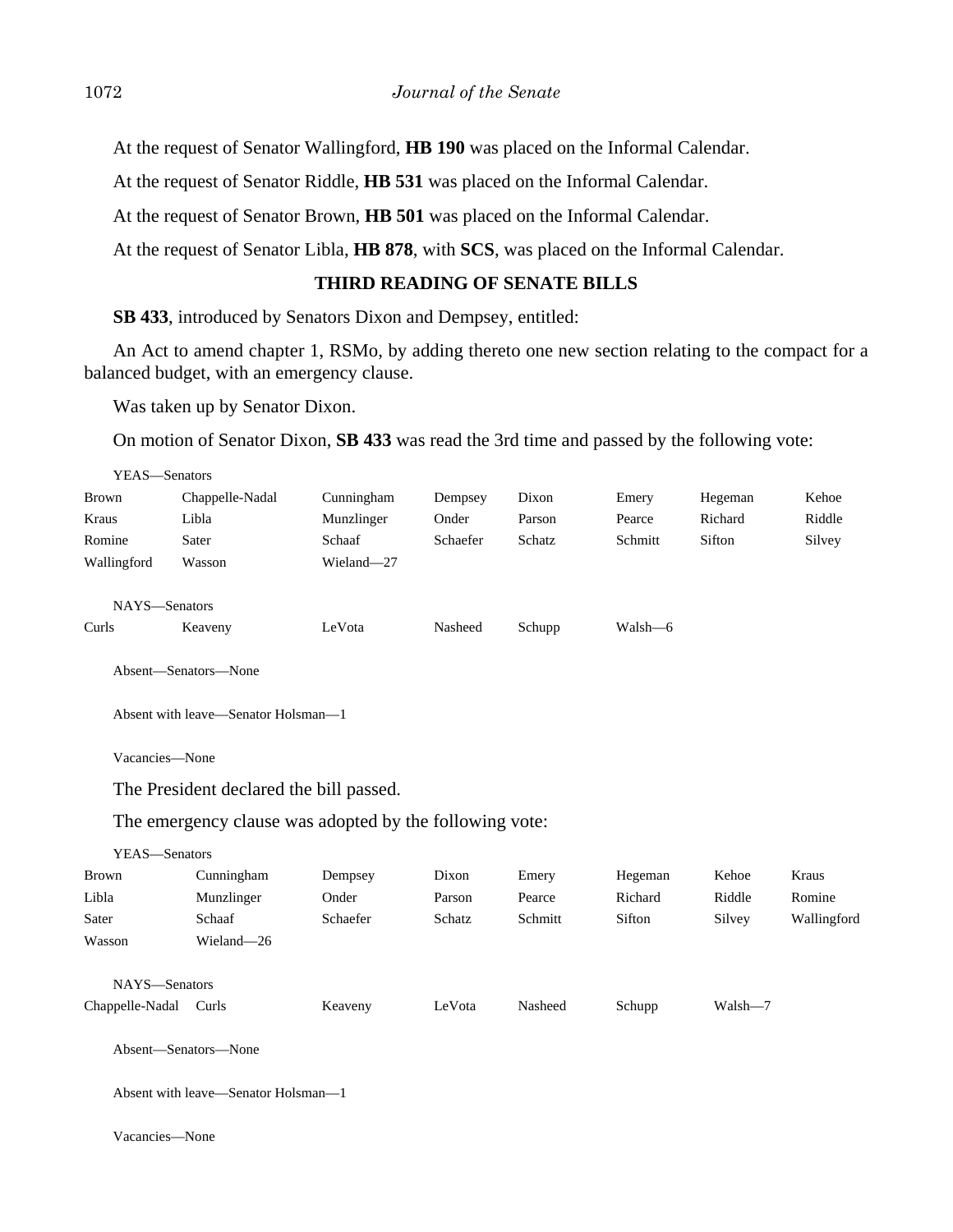At the request of Senator Wallingford, **HB 190** was placed on the Informal Calendar.

At the request of Senator Riddle, **HB 531** was placed on the Informal Calendar.

At the request of Senator Brown, **HB 501** was placed on the Informal Calendar.

At the request of Senator Libla, **HB 878**, with **SCS**, was placed on the Informal Calendar.

### THIRD READING OF SENATE BILLS

**SB 433**, introduced by Senators Dixon and Dempsey, entitled:

An Act to amend chapter 1, RSMo, by adding thereto one new section relating to the compact for a balanced budget, with an emergency clause.

Was taken up by Senator Dixon.

On motion of Senator Dixon, **SB 433** was read the 3rd time and passed by the following vote:

YEAS—Senators

| | | | | | | | |
|---|---|---|---|---|---|---|---|
| Brown | Chappelle-Nadal | Cunningham | Dempsey | Dixon | Emery | Hegeman | Kehoe |
| Kraus | Libla | Munzlinger | Onder | Parson | Pearce | Richard | Riddle |
| Romine | Sater | Schaaf | Schaefer | Schatz | Schmitt | Sifton | Silvey |
| Wallingford | Wasson | Wieland—27 | | | | | |

NAYS—Senators

| | | | | | |
|---|---|---|---|---|---|
| Curls | Keaveny | LeVota | Nasheed | Schupp | Walsh—6 |

Absent—Senators—None

Absent with leave—Senator Holsman—1

Vacancies—None

The President declared the bill passed.

The emergency clause was adopted by the following vote:

YEAS—Senators

| | | | | | | | |
|---|---|---|---|---|---|---|---|
| Brown | Cunningham | Dempsey | Dixon | Emery | Hegeman | Kehoe | Kraus |
| Libla | Munzlinger | Onder | Parson | Pearce | Richard | Riddle | Romine |
| Sater | Schaaf | Schaefer | Schatz | Schmitt | Sifton | Silvey | Wallingford |
| Wasson | Wieland—26 | | | | | | |

NAYS—Senators

| | | | | | | |
|---|---|---|---|---|---|---|
| Chappelle-Nadal | Curls | Keaveny | LeVota | Nasheed | Schupp | Walsh—7 |

Absent—Senators—None

Absent with leave—Senator Holsman—1

Vacancies—None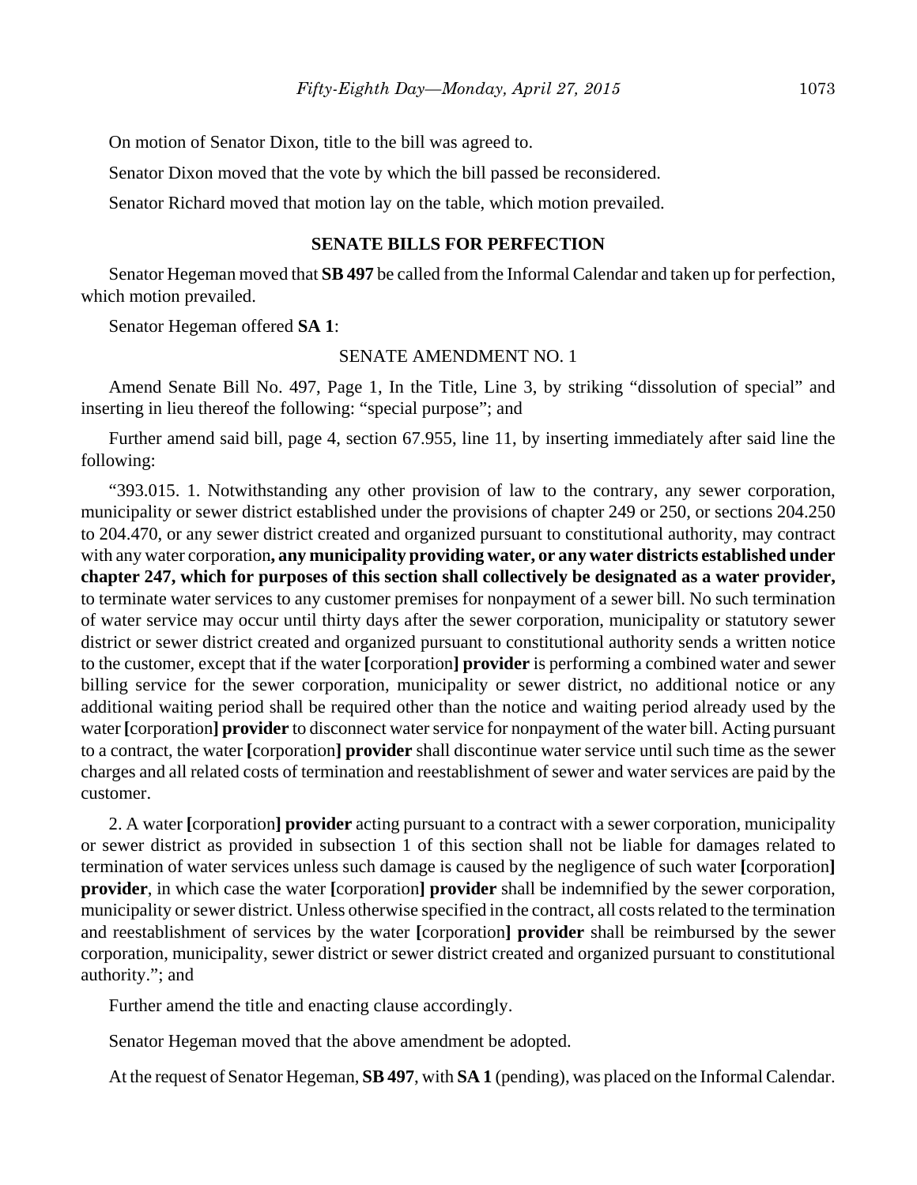On motion of Senator Dixon, title to the bill was agreed to.

Senator Dixon moved that the vote by which the bill passed be reconsidered.

Senator Richard moved that motion lay on the table, which motion prevailed.

## SENATE BILLS FOR PERFECTION

Senator Hegeman moved that **SB 497** be called from the Informal Calendar and taken up for perfection, which motion prevailed.

Senator Hegeman offered **SA 1**:

SENATE AMENDMENT NO. 1

Amend Senate Bill No. 497, Page 1, In the Title, Line 3, by striking "dissolution of special" and inserting in lieu thereof the following: "special purpose"; and

Further amend said bill, page 4, section 67.955, line 11, by inserting immediately after said line the following:

"393.015. 1. Notwithstanding any other provision of law to the contrary, any sewer corporation, municipality or sewer district established under the provisions of chapter 249 or 250, or sections 204.250 to 204.470, or any sewer district created and organized pursuant to constitutional authority, may contract with any water corporation**, any municipality providing water, or any water districts established under chapter 247, which for purposes of this section shall collectively be designated as a water provider,** to terminate water services to any customer premises for nonpayment of a sewer bill. No such termination of water service may occur until thirty days after the sewer corporation, municipality or statutory sewer district or sewer district created and organized pursuant to constitutional authority sends a written notice to the customer, except that if the water **[**corporation**] provider** is performing a combined water and sewer billing service for the sewer corporation, municipality or sewer district, no additional notice or any additional waiting period shall be required other than the notice and waiting period already used by the water **[**corporation**] provider** to disconnect water service for nonpayment of the water bill. Acting pursuant to a contract, the water **[**corporation**] provider** shall discontinue water service until such time as the sewer charges and all related costs of termination and reestablishment of sewer and water services are paid by the customer.

2. A water **[**corporation**] provider** acting pursuant to a contract with a sewer corporation, municipality or sewer district as provided in subsection 1 of this section shall not be liable for damages related to termination of water services unless such damage is caused by the negligence of such water **[**corporation**] provider**, in which case the water **[**corporation**] provider** shall be indemnified by the sewer corporation, municipality or sewer district. Unless otherwise specified in the contract, all costs related to the termination and reestablishment of services by the water **[**corporation**] provider** shall be reimbursed by the sewer corporation, municipality, sewer district or sewer district created and organized pursuant to constitutional authority."; and

Further amend the title and enacting clause accordingly.

Senator Hegeman moved that the above amendment be adopted.

At the request of Senator Hegeman, **SB 497**, with **SA 1** (pending), was placed on the Informal Calendar.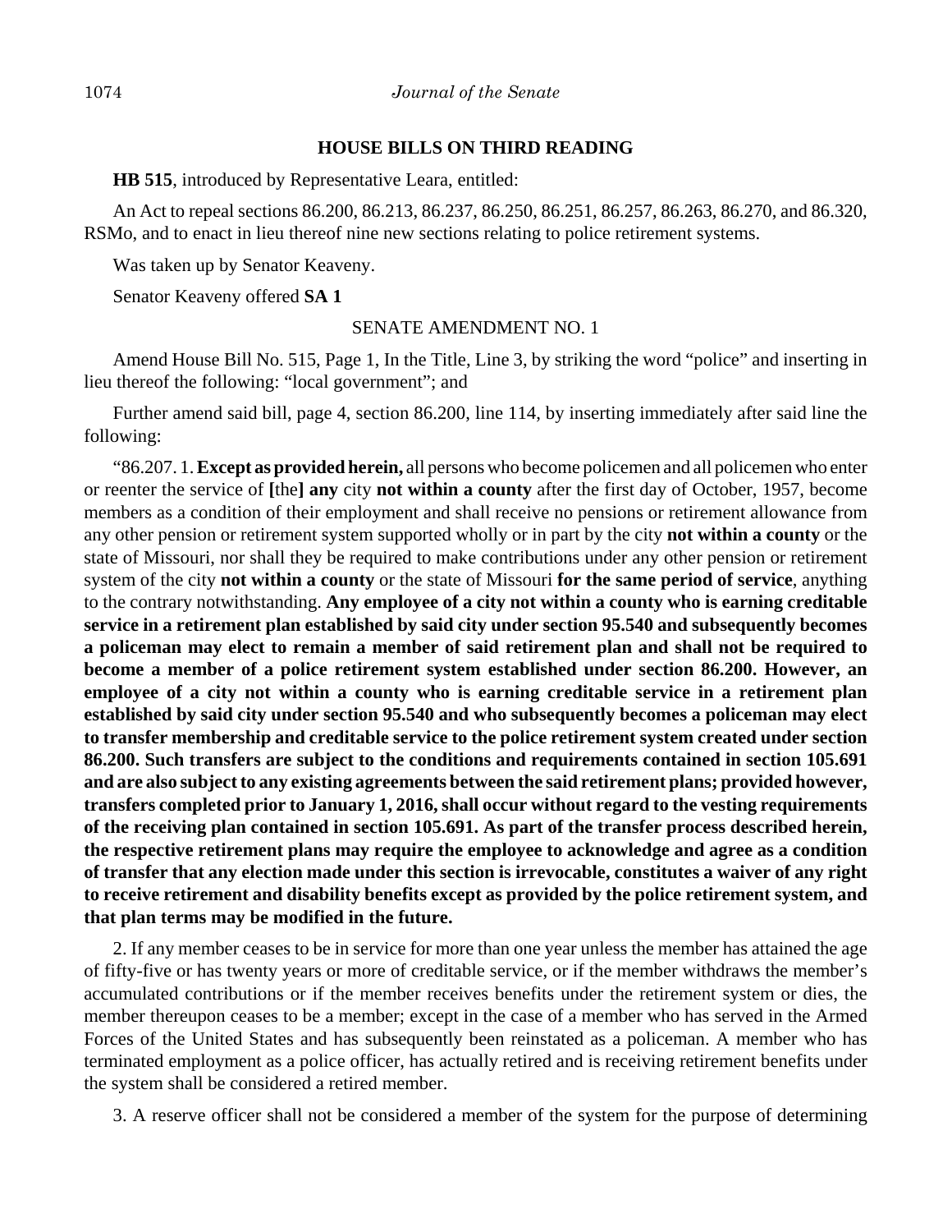## HOUSE BILLS ON THIRD READING

**HB 515**, introduced by Representative Leara, entitled:

An Act to repeal sections 86.200, 86.213, 86.237, 86.250, 86.251, 86.257, 86.263, 86.270, and 86.320, RSMo, and to enact in lieu thereof nine new sections relating to police retirement systems.

Was taken up by Senator Keaveny.

Senator Keaveny offered **SA 1**

SENATE AMENDMENT NO. 1

Amend House Bill No. 515, Page 1, In the Title, Line 3, by striking the word "police" and inserting in lieu thereof the following: "local government"; and

Further amend said bill, page 4, section 86.200, line 114, by inserting immediately after said line the following:

"86.207. 1. **Except as provided herein,** all persons who become policemen and all policemen who enter or reenter the service of **[**the**] any** city **not within a county** after the first day of October, 1957, become members as a condition of their employment and shall receive no pensions or retirement allowance from any other pension or retirement system supported wholly or in part by the city **not within a county** or the state of Missouri, nor shall they be required to make contributions under any other pension or retirement system of the city **not within a county** or the state of Missouri **for the same period of service**, anything to the contrary notwithstanding. **Any employee of a city not within a county who is earning creditable service in a retirement plan established by said city under section 95.540 and subsequently becomes a policeman may elect to remain a member of said retirement plan and shall not be required to become a member of a police retirement system established under section 86.200. However, an employee of a city not within a county who is earning creditable service in a retirement plan established by said city under section 95.540 and who subsequently becomes a policeman may elect to transfer membership and creditable service to the police retirement system created under section 86.200. Such transfers are subject to the conditions and requirements contained in section 105.691 and are also subject to any existing agreements between the said retirement plans; provided however, transfers completed prior to January 1, 2016, shall occur without regard to the vesting requirements of the receiving plan contained in section 105.691. As part of the transfer process described herein, the respective retirement plans may require the employee to acknowledge and agree as a condition of transfer that any election made under this section is irrevocable, constitutes a waiver of any right to receive retirement and disability benefits except as provided by the police retirement system, and that plan terms may be modified in the future.**

2. If any member ceases to be in service for more than one year unless the member has attained the age of fifty-five or has twenty years or more of creditable service, or if the member withdraws the member's accumulated contributions or if the member receives benefits under the retirement system or dies, the member thereupon ceases to be a member; except in the case of a member who has served in the Armed Forces of the United States and has subsequently been reinstated as a policeman. A member who has terminated employment as a police officer, has actually retired and is receiving retirement benefits under the system shall be considered a retired member.

3. A reserve officer shall not be considered a member of the system for the purpose of determining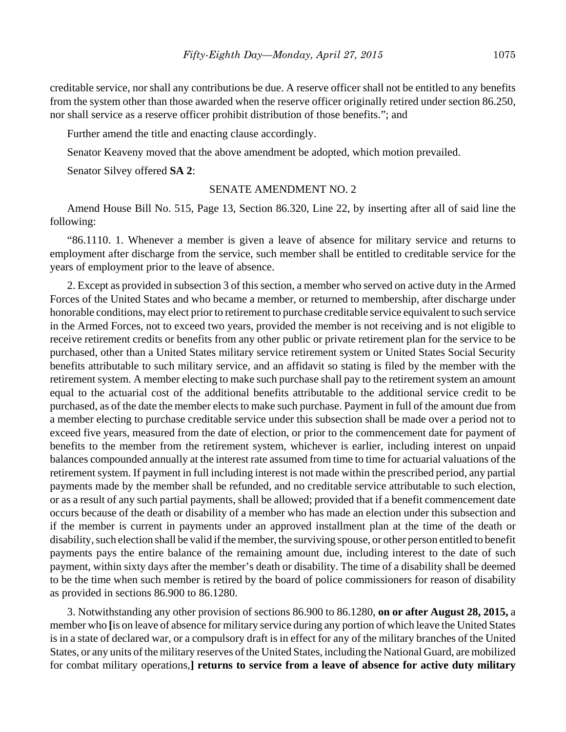creditable service, nor shall any contributions be due. A reserve officer shall not be entitled to any benefits from the system other than those awarded when the reserve officer originally retired under section 86.250, nor shall service as a reserve officer prohibit distribution of those benefits."; and

Further amend the title and enacting clause accordingly.

Senator Keaveny moved that the above amendment be adopted, which motion prevailed.

Senator Silvey offered **SA 2**:

SENATE AMENDMENT NO. 2

Amend House Bill No. 515, Page 13, Section 86.320, Line 22, by inserting after all of said line the following:

"86.1110. 1. Whenever a member is given a leave of absence for military service and returns to employment after discharge from the service, such member shall be entitled to creditable service for the years of employment prior to the leave of absence.

2. Except as provided in subsection 3 of this section, a member who served on active duty in the Armed Forces of the United States and who became a member, or returned to membership, after discharge under honorable conditions, may elect prior to retirement to purchase creditable service equivalent to such service in the Armed Forces, not to exceed two years, provided the member is not receiving and is not eligible to receive retirement credits or benefits from any other public or private retirement plan for the service to be purchased, other than a United States military service retirement system or United States Social Security benefits attributable to such military service, and an affidavit so stating is filed by the member with the retirement system. A member electing to make such purchase shall pay to the retirement system an amount equal to the actuarial cost of the additional benefits attributable to the additional service credit to be purchased, as of the date the member elects to make such purchase. Payment in full of the amount due from a member electing to purchase creditable service under this subsection shall be made over a period not to exceed five years, measured from the date of election, or prior to the commencement date for payment of benefits to the member from the retirement system, whichever is earlier, including interest on unpaid balances compounded annually at the interest rate assumed from time to time for actuarial valuations of the retirement system. If payment in full including interest is not made within the prescribed period, any partial payments made by the member shall be refunded, and no creditable service attributable to such election, or as a result of any such partial payments, shall be allowed; provided that if a benefit commencement date occurs because of the death or disability of a member who has made an election under this subsection and if the member is current in payments under an approved installment plan at the time of the death or disability, such election shall be valid if the member, the surviving spouse, or other person entitled to benefit payments pays the entire balance of the remaining amount due, including interest to the date of such payment, within sixty days after the member's death or disability. The time of a disability shall be deemed to be the time when such member is retired by the board of police commissioners for reason of disability as provided in sections 86.900 to 86.1280.

3. Notwithstanding any other provision of sections 86.900 to 86.1280, **on or after August 28, 2015,** a member who **[**is on leave of absence for military service during any portion of which leave the United States is in a state of declared war, or a compulsory draft is in effect for any of the military branches of the United States, or any units of the military reserves of the United States, including the National Guard, are mobilized for combat military operations,**] returns to service from a leave of absence for active duty military**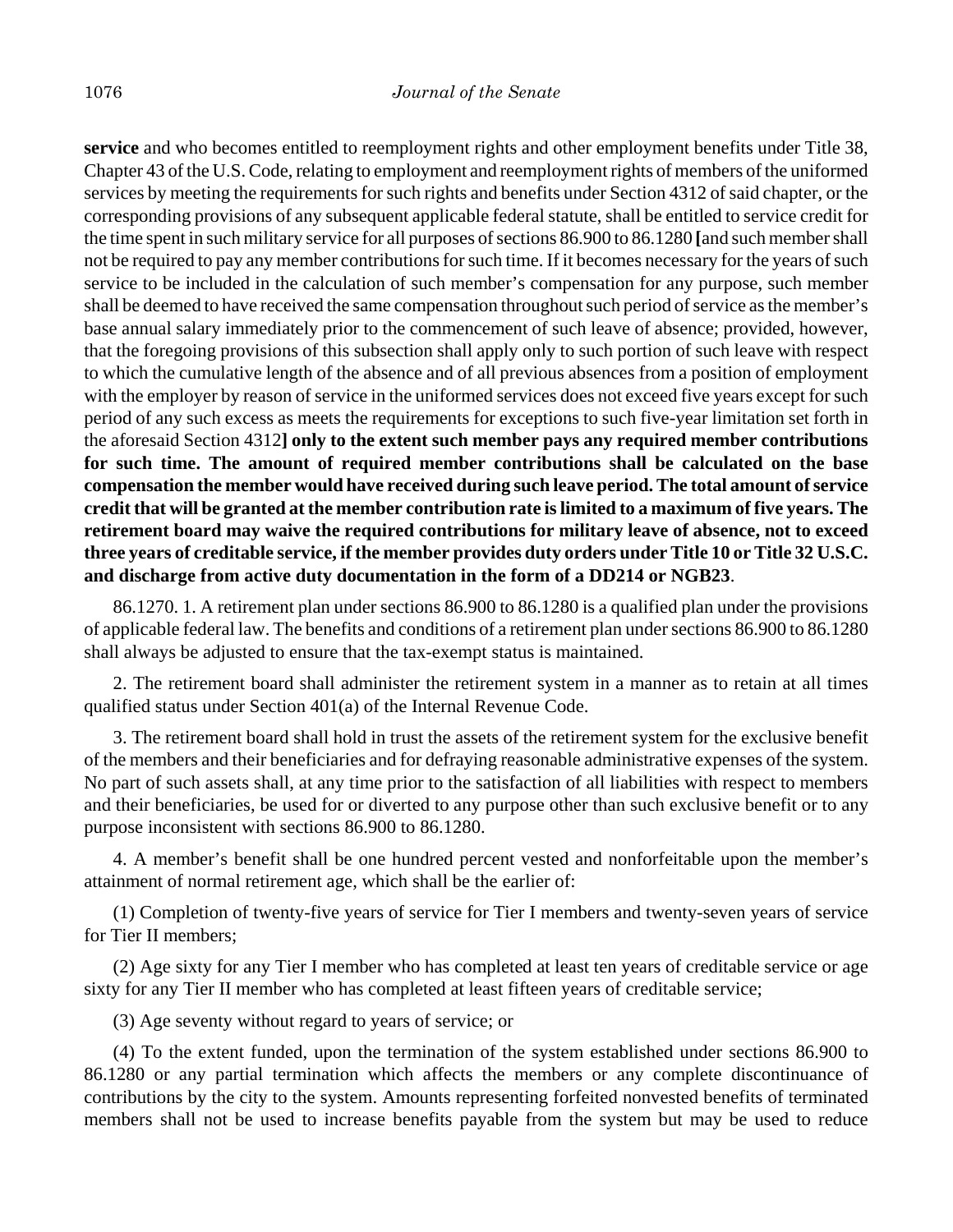**service** and who becomes entitled to reemployment rights and other employment benefits under Title 38, Chapter 43 of the U.S. Code, relating to employment and reemployment rights of members of the uniformed services by meeting the requirements for such rights and benefits under Section 4312 of said chapter, or the corresponding provisions of any subsequent applicable federal statute, shall be entitled to service credit for the time spent in such military service for all purposes of sections 86.900 to 86.1280 **[**and such member shall not be required to pay any member contributions for such time. If it becomes necessary for the years of such service to be included in the calculation of such member's compensation for any purpose, such member shall be deemed to have received the same compensation throughout such period of service as the member's base annual salary immediately prior to the commencement of such leave of absence; provided, however, that the foregoing provisions of this subsection shall apply only to such portion of such leave with respect to which the cumulative length of the absence and of all previous absences from a position of employment with the employer by reason of service in the uniformed services does not exceed five years except for such period of any such excess as meets the requirements for exceptions to such five-year limitation set forth in the aforesaid Section 4312**] only to the extent such member pays any required member contributions for such time. The amount of required member contributions shall be calculated on the base compensation the member would have received during such leave period. The total amount of service credit that will be granted at the member contribution rate is limited to a maximum of five years. The retirement board may waive the required contributions for military leave of absence, not to exceed three years of creditable service, if the member provides duty orders under Title 10 or Title 32 U.S.C. and discharge from active duty documentation in the form of a DD214 or NGB23**.

86.1270. 1. A retirement plan under sections 86.900 to 86.1280 is a qualified plan under the provisions of applicable federal law. The benefits and conditions of a retirement plan under sections 86.900 to 86.1280 shall always be adjusted to ensure that the tax-exempt status is maintained.

2. The retirement board shall administer the retirement system in a manner as to retain at all times qualified status under Section 401(a) of the Internal Revenue Code.

3. The retirement board shall hold in trust the assets of the retirement system for the exclusive benefit of the members and their beneficiaries and for defraying reasonable administrative expenses of the system. No part of such assets shall, at any time prior to the satisfaction of all liabilities with respect to members and their beneficiaries, be used for or diverted to any purpose other than such exclusive benefit or to any purpose inconsistent with sections 86.900 to 86.1280.

4. A member's benefit shall be one hundred percent vested and nonforfeitable upon the member's attainment of normal retirement age, which shall be the earlier of:

(1) Completion of twenty-five years of service for Tier I members and twenty-seven years of service for Tier II members;

(2) Age sixty for any Tier I member who has completed at least ten years of creditable service or age sixty for any Tier II member who has completed at least fifteen years of creditable service;

(3) Age seventy without regard to years of service; or

(4) To the extent funded, upon the termination of the system established under sections 86.900 to 86.1280 or any partial termination which affects the members or any complete discontinuance of contributions by the city to the system. Amounts representing forfeited nonvested benefits of terminated members shall not be used to increase benefits payable from the system but may be used to reduce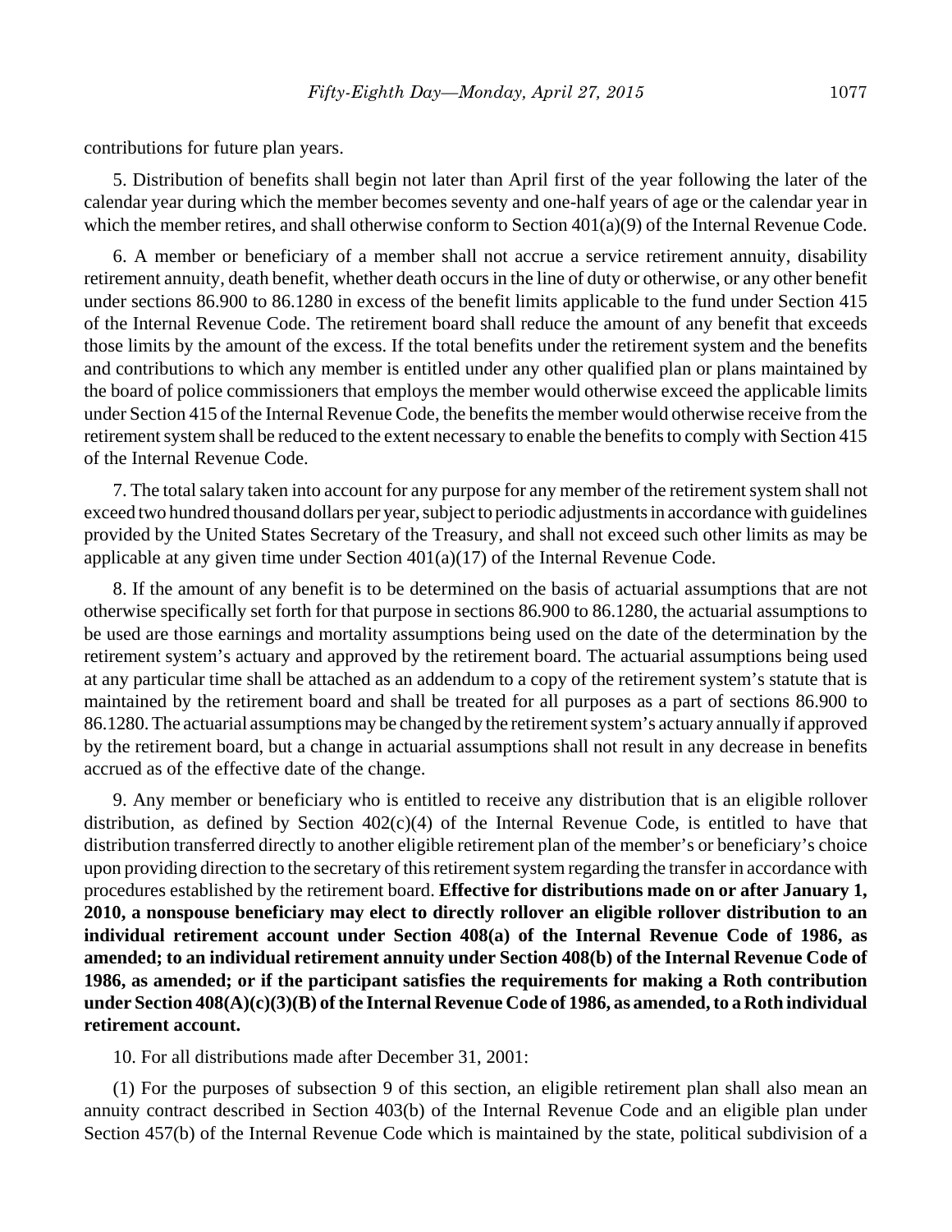contributions for future plan years.

5. Distribution of benefits shall begin not later than April first of the year following the later of the calendar year during which the member becomes seventy and one-half years of age or the calendar year in which the member retires, and shall otherwise conform to Section 401(a)(9) of the Internal Revenue Code.

6. A member or beneficiary of a member shall not accrue a service retirement annuity, disability retirement annuity, death benefit, whether death occurs in the line of duty or otherwise, or any other benefit under sections 86.900 to 86.1280 in excess of the benefit limits applicable to the fund under Section 415 of the Internal Revenue Code. The retirement board shall reduce the amount of any benefit that exceeds those limits by the amount of the excess. If the total benefits under the retirement system and the benefits and contributions to which any member is entitled under any other qualified plan or plans maintained by the board of police commissioners that employs the member would otherwise exceed the applicable limits under Section 415 of the Internal Revenue Code, the benefits the member would otherwise receive from the retirement system shall be reduced to the extent necessary to enable the benefits to comply with Section 415 of the Internal Revenue Code.

7. The total salary taken into account for any purpose for any member of the retirement system shall not exceed two hundred thousand dollars per year, subject to periodic adjustments in accordance with guidelines provided by the United States Secretary of the Treasury, and shall not exceed such other limits as may be applicable at any given time under Section 401(a)(17) of the Internal Revenue Code.

8. If the amount of any benefit is to be determined on the basis of actuarial assumptions that are not otherwise specifically set forth for that purpose in sections 86.900 to 86.1280, the actuarial assumptions to be used are those earnings and mortality assumptions being used on the date of the determination by the retirement system's actuary and approved by the retirement board. The actuarial assumptions being used at any particular time shall be attached as an addendum to a copy of the retirement system's statute that is maintained by the retirement board and shall be treated for all purposes as a part of sections 86.900 to 86.1280. The actuarial assumptions may be changed by the retirement system's actuary annually if approved by the retirement board, but a change in actuarial assumptions shall not result in any decrease in benefits accrued as of the effective date of the change.

9. Any member or beneficiary who is entitled to receive any distribution that is an eligible rollover distribution, as defined by Section 402(c)(4) of the Internal Revenue Code, is entitled to have that distribution transferred directly to another eligible retirement plan of the member's or beneficiary's choice upon providing direction to the secretary of this retirement system regarding the transfer in accordance with procedures established by the retirement board. **Effective for distributions made on or after January 1, 2010, a nonspouse beneficiary may elect to directly rollover an eligible rollover distribution to an individual retirement account under Section 408(a) of the Internal Revenue Code of 1986, as amended; to an individual retirement annuity under Section 408(b) of the Internal Revenue Code of 1986, as amended; or if the participant satisfies the requirements for making a Roth contribution under Section 408(A)(c)(3)(B) of the Internal Revenue Code of 1986, as amended, to a Roth individual retirement account.**

10. For all distributions made after December 31, 2001:

(1) For the purposes of subsection 9 of this section, an eligible retirement plan shall also mean an annuity contract described in Section 403(b) of the Internal Revenue Code and an eligible plan under Section 457(b) of the Internal Revenue Code which is maintained by the state, political subdivision of a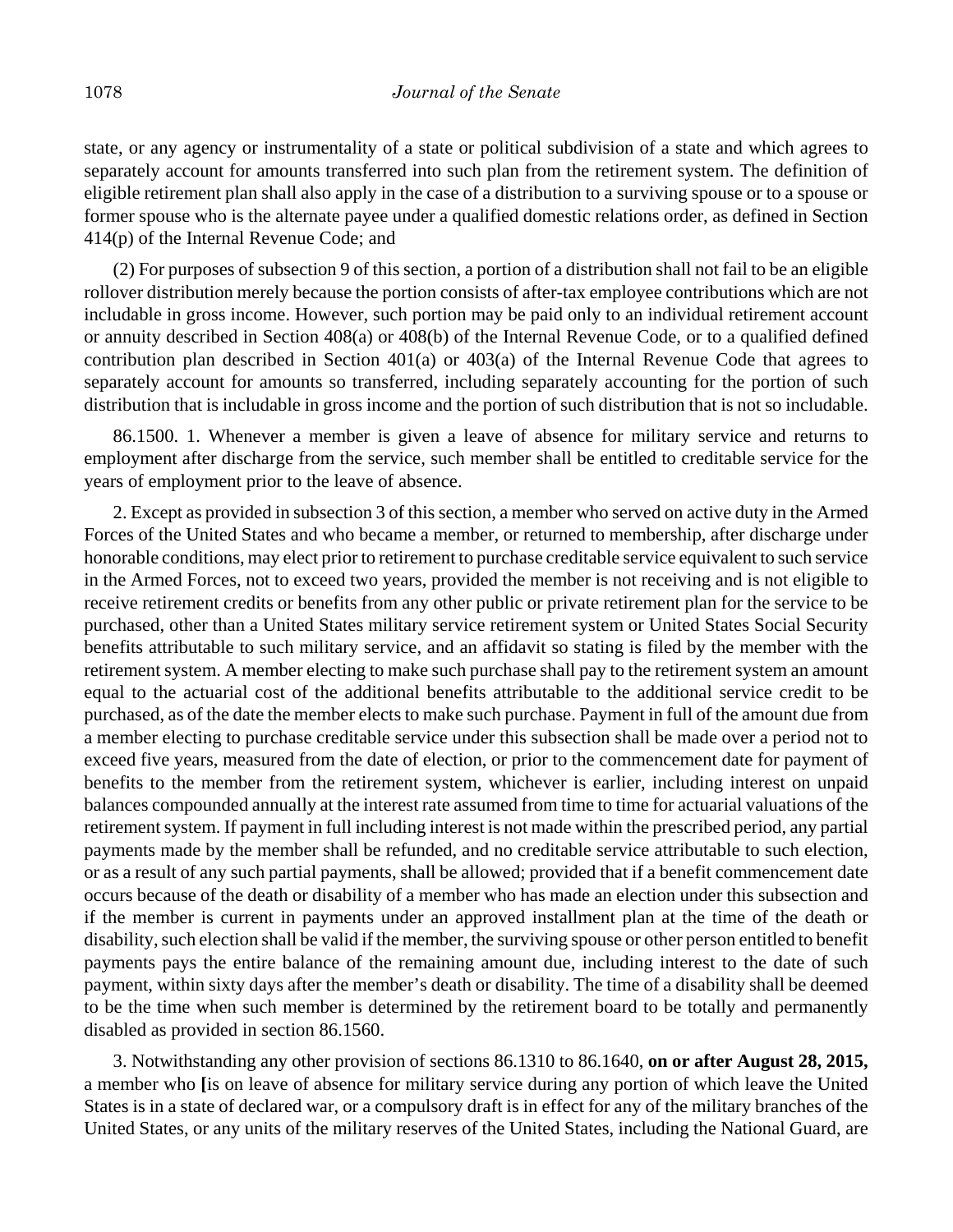state, or any agency or instrumentality of a state or political subdivision of a state and which agrees to separately account for amounts transferred into such plan from the retirement system. The definition of eligible retirement plan shall also apply in the case of a distribution to a surviving spouse or to a spouse or former spouse who is the alternate payee under a qualified domestic relations order, as defined in Section 414(p) of the Internal Revenue Code; and

(2) For purposes of subsection 9 of this section, a portion of a distribution shall not fail to be an eligible rollover distribution merely because the portion consists of after-tax employee contributions which are not includable in gross income. However, such portion may be paid only to an individual retirement account or annuity described in Section 408(a) or 408(b) of the Internal Revenue Code, or to a qualified defined contribution plan described in Section 401(a) or 403(a) of the Internal Revenue Code that agrees to separately account for amounts so transferred, including separately accounting for the portion of such distribution that is includable in gross income and the portion of such distribution that is not so includable.

86.1500. 1. Whenever a member is given a leave of absence for military service and returns to employment after discharge from the service, such member shall be entitled to creditable service for the years of employment prior to the leave of absence.

2. Except as provided in subsection 3 of this section, a member who served on active duty in the Armed Forces of the United States and who became a member, or returned to membership, after discharge under honorable conditions, may elect prior to retirement to purchase creditable service equivalent to such service in the Armed Forces, not to exceed two years, provided the member is not receiving and is not eligible to receive retirement credits or benefits from any other public or private retirement plan for the service to be purchased, other than a United States military service retirement system or United States Social Security benefits attributable to such military service, and an affidavit so stating is filed by the member with the retirement system. A member electing to make such purchase shall pay to the retirement system an amount equal to the actuarial cost of the additional benefits attributable to the additional service credit to be purchased, as of the date the member elects to make such purchase. Payment in full of the amount due from a member electing to purchase creditable service under this subsection shall be made over a period not to exceed five years, measured from the date of election, or prior to the commencement date for payment of benefits to the member from the retirement system, whichever is earlier, including interest on unpaid balances compounded annually at the interest rate assumed from time to time for actuarial valuations of the retirement system. If payment in full including interest is not made within the prescribed period, any partial payments made by the member shall be refunded, and no creditable service attributable to such election, or as a result of any such partial payments, shall be allowed; provided that if a benefit commencement date occurs because of the death or disability of a member who has made an election under this subsection and if the member is current in payments under an approved installment plan at the time of the death or disability, such election shall be valid if the member, the surviving spouse or other person entitled to benefit payments pays the entire balance of the remaining amount due, including interest to the date of such payment, within sixty days after the member's death or disability. The time of a disability shall be deemed to be the time when such member is determined by the retirement board to be totally and permanently disabled as provided in section 86.1560.

3. Notwithstanding any other provision of sections 86.1310 to 86.1640, **on or after August 28, 2015,** a member who **[**is on leave of absence for military service during any portion of which leave the United States is in a state of declared war, or a compulsory draft is in effect for any of the military branches of the United States, or any units of the military reserves of the United States, including the National Guard, are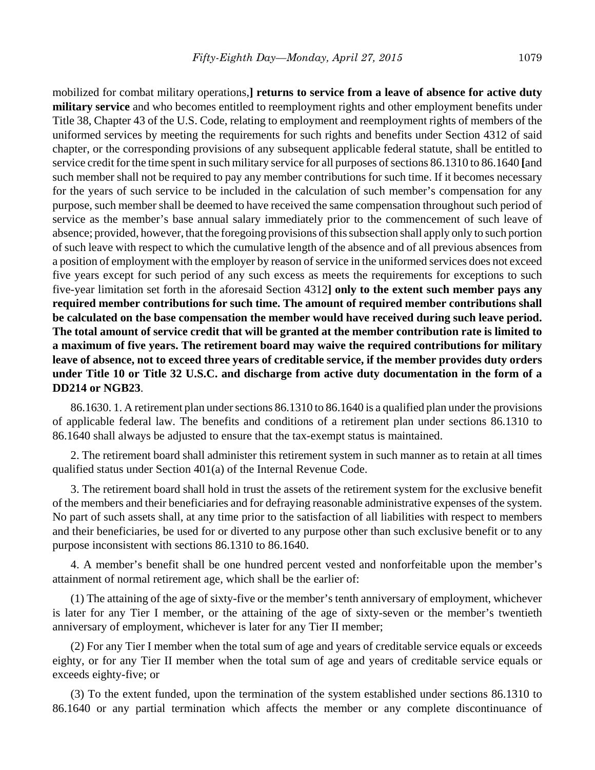mobilized for combat military operations,] **returns to service from a leave of absence for active duty military service** and who becomes entitled to reemployment rights and other employment benefits under Title 38, Chapter 43 of the U.S. Code, relating to employment and reemployment rights of members of the uniformed services by meeting the requirements for such rights and benefits under Section 4312 of said chapter, or the corresponding provisions of any subsequent applicable federal statute, shall be entitled to service credit for the time spent in such military service for all purposes of sections 86.1310 to 86.1640 **[**and such member shall not be required to pay any member contributions for such time. If it becomes necessary for the years of such service to be included in the calculation of such member's compensation for any purpose, such member shall be deemed to have received the same compensation throughout such period of service as the member's base annual salary immediately prior to the commencement of such leave of absence; provided, however, that the foregoing provisions of this subsection shall apply only to such portion of such leave with respect to which the cumulative length of the absence and of all previous absences from a position of employment with the employer by reason of service in the uniformed services does not exceed five years except for such period of any such excess as meets the requirements for exceptions to such five-year limitation set forth in the aforesaid Section 4312**] only to the extent such member pays any required member contributions for such time. The amount of required member contributions shall be calculated on the base compensation the member would have received during such leave period. The total amount of service credit that will be granted at the member contribution rate is limited to a maximum of five years. The retirement board may waive the required contributions for military leave of absence, not to exceed three years of creditable service, if the member provides duty orders under Title 10 or Title 32 U.S.C. and discharge from active duty documentation in the form of a DD214 or NGB23**.

86.1630. 1. A retirement plan under sections 86.1310 to 86.1640 is a qualified plan under the provisions of applicable federal law. The benefits and conditions of a retirement plan under sections 86.1310 to 86.1640 shall always be adjusted to ensure that the tax-exempt status is maintained.

2. The retirement board shall administer this retirement system in such manner as to retain at all times qualified status under Section 401(a) of the Internal Revenue Code.

3. The retirement board shall hold in trust the assets of the retirement system for the exclusive benefit of the members and their beneficiaries and for defraying reasonable administrative expenses of the system. No part of such assets shall, at any time prior to the satisfaction of all liabilities with respect to members and their beneficiaries, be used for or diverted to any purpose other than such exclusive benefit or to any purpose inconsistent with sections 86.1310 to 86.1640.

4. A member's benefit shall be one hundred percent vested and nonforfeitable upon the member's attainment of normal retirement age, which shall be the earlier of:

(1) The attaining of the age of sixty-five or the member's tenth anniversary of employment, whichever is later for any Tier I member, or the attaining of the age of sixty-seven or the member's twentieth anniversary of employment, whichever is later for any Tier II member;

(2) For any Tier I member when the total sum of age and years of creditable service equals or exceeds eighty, or for any Tier II member when the total sum of age and years of creditable service equals or exceeds eighty-five; or

(3) To the extent funded, upon the termination of the system established under sections 86.1310 to 86.1640 or any partial termination which affects the member or any complete discontinuance of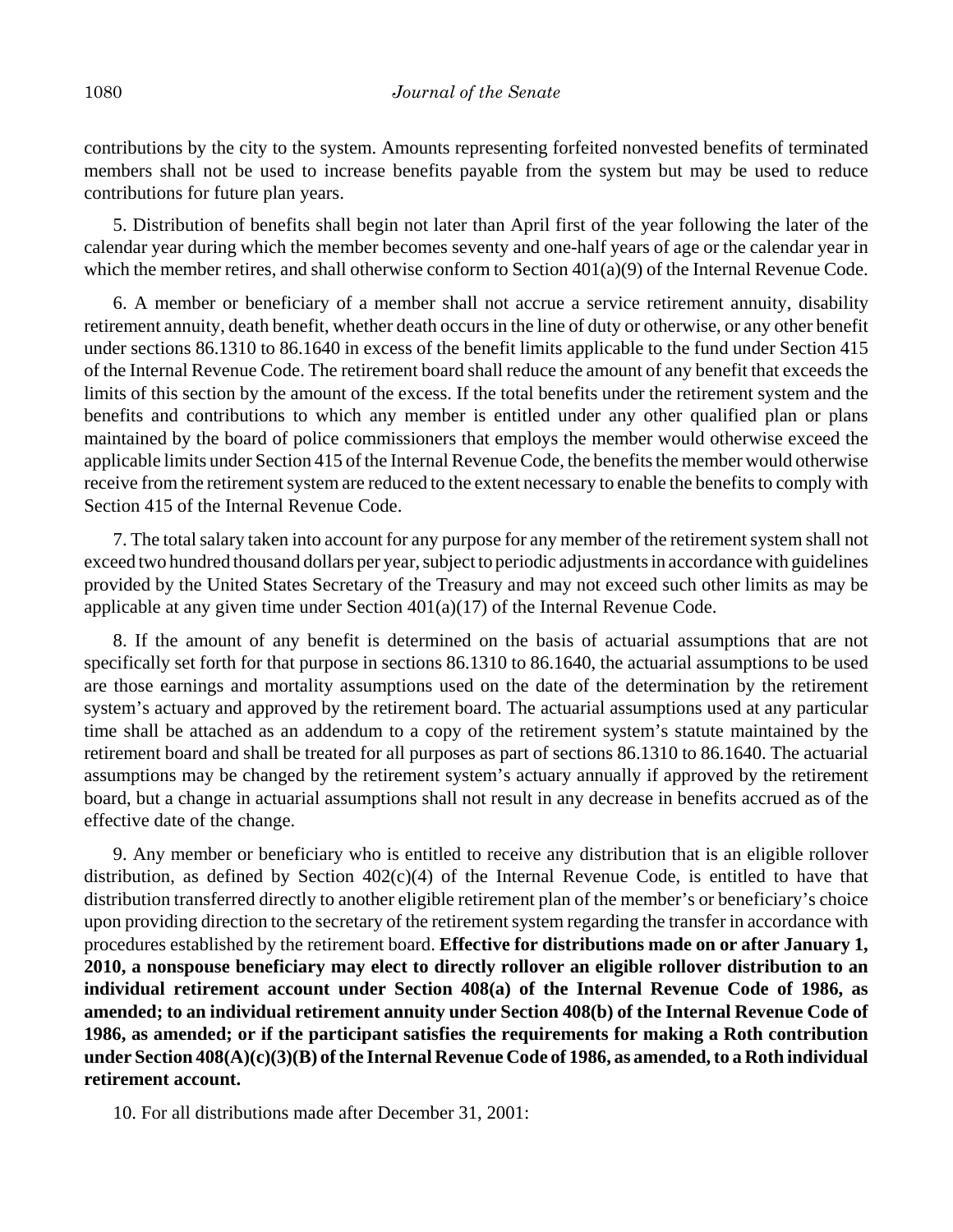contributions by the city to the system. Amounts representing forfeited nonvested benefits of terminated members shall not be used to increase benefits payable from the system but may be used to reduce contributions for future plan years.

5. Distribution of benefits shall begin not later than April first of the year following the later of the calendar year during which the member becomes seventy and one-half years of age or the calendar year in which the member retires, and shall otherwise conform to Section 401(a)(9) of the Internal Revenue Code.

6. A member or beneficiary of a member shall not accrue a service retirement annuity, disability retirement annuity, death benefit, whether death occurs in the line of duty or otherwise, or any other benefit under sections 86.1310 to 86.1640 in excess of the benefit limits applicable to the fund under Section 415 of the Internal Revenue Code. The retirement board shall reduce the amount of any benefit that exceeds the limits of this section by the amount of the excess. If the total benefits under the retirement system and the benefits and contributions to which any member is entitled under any other qualified plan or plans maintained by the board of police commissioners that employs the member would otherwise exceed the applicable limits under Section 415 of the Internal Revenue Code, the benefits the member would otherwise receive from the retirement system are reduced to the extent necessary to enable the benefits to comply with Section 415 of the Internal Revenue Code.

7. The total salary taken into account for any purpose for any member of the retirement system shall not exceed two hundred thousand dollars per year, subject to periodic adjustments in accordance with guidelines provided by the United States Secretary of the Treasury and may not exceed such other limits as may be applicable at any given time under Section 401(a)(17) of the Internal Revenue Code.

8. If the amount of any benefit is determined on the basis of actuarial assumptions that are not specifically set forth for that purpose in sections 86.1310 to 86.1640, the actuarial assumptions to be used are those earnings and mortality assumptions used on the date of the determination by the retirement system's actuary and approved by the retirement board. The actuarial assumptions used at any particular time shall be attached as an addendum to a copy of the retirement system's statute maintained by the retirement board and shall be treated for all purposes as part of sections 86.1310 to 86.1640. The actuarial assumptions may be changed by the retirement system's actuary annually if approved by the retirement board, but a change in actuarial assumptions shall not result in any decrease in benefits accrued as of the effective date of the change.

9. Any member or beneficiary who is entitled to receive any distribution that is an eligible rollover distribution, as defined by Section 402(c)(4) of the Internal Revenue Code, is entitled to have that distribution transferred directly to another eligible retirement plan of the member's or beneficiary's choice upon providing direction to the secretary of the retirement system regarding the transfer in accordance with procedures established by the retirement board. **Effective for distributions made on or after January 1, 2010, a nonspouse beneficiary may elect to directly rollover an eligible rollover distribution to an individual retirement account under Section 408(a) of the Internal Revenue Code of 1986, as amended; to an individual retirement annuity under Section 408(b) of the Internal Revenue Code of 1986, as amended; or if the participant satisfies the requirements for making a Roth contribution under Section 408(A)(c)(3)(B) of the Internal Revenue Code of 1986, as amended, to a Roth individual retirement account.**

10. For all distributions made after December 31, 2001: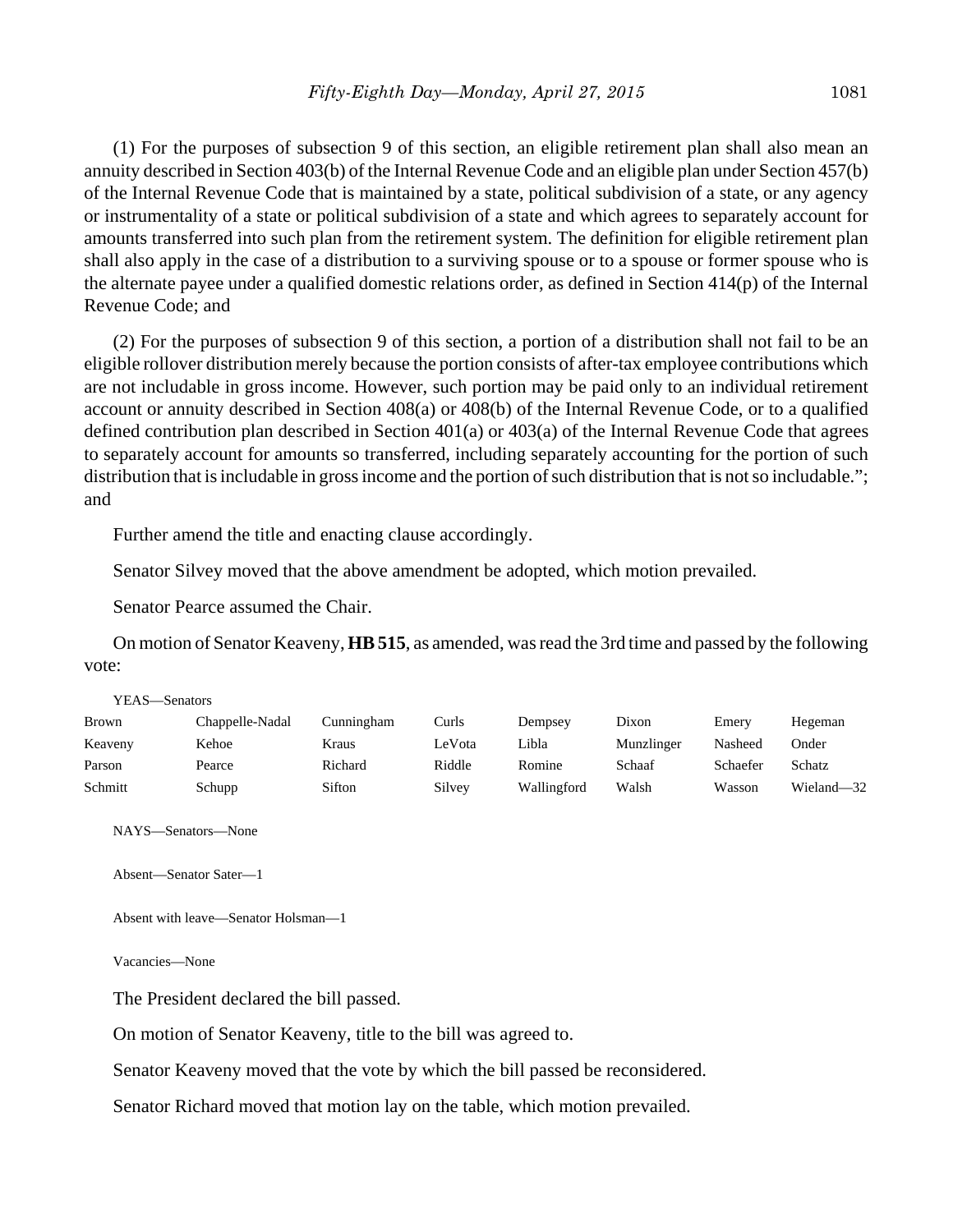(1) For the purposes of subsection 9 of this section, an eligible retirement plan shall also mean an annuity described in Section 403(b) of the Internal Revenue Code and an eligible plan under Section 457(b) of the Internal Revenue Code that is maintained by a state, political subdivision of a state, or any agency or instrumentality of a state or political subdivision of a state and which agrees to separately account for amounts transferred into such plan from the retirement system. The definition for eligible retirement plan shall also apply in the case of a distribution to a surviving spouse or to a spouse or former spouse who is the alternate payee under a qualified domestic relations order, as defined in Section 414(p) of the Internal Revenue Code; and

(2) For the purposes of subsection 9 of this section, a portion of a distribution shall not fail to be an eligible rollover distribution merely because the portion consists of after-tax employee contributions which are not includable in gross income. However, such portion may be paid only to an individual retirement account or annuity described in Section 408(a) or 408(b) of the Internal Revenue Code, or to a qualified defined contribution plan described in Section 401(a) or 403(a) of the Internal Revenue Code that agrees to separately account for amounts so transferred, including separately accounting for the portion of such distribution that is includable in gross income and the portion of such distribution that is not so includable."; and

Further amend the title and enacting clause accordingly.

Senator Silvey moved that the above amendment be adopted, which motion prevailed.

Senator Pearce assumed the Chair.

On motion of Senator Keaveny, **HB 515**, as amended, was read the 3rd time and passed by the following vote:

YEAS—Senators

| | | | | | | | |
|---|---|---|---|---|---|---|---|
| Brown | Chappelle-Nadal | Cunningham | Curls | Dempsey | Dixon | Emery | Hegeman |
| Keaveny | Kehoe | Kraus | LeVota | Libla | Munzlinger | Nasheed | Onder |
| Parson | Pearce | Richard | Riddle | Romine | Schaaf | Schaefer | Schatz |
| Schmitt | Schupp | Sifton | Silvey | Wallingford | Walsh | Wasson | Wieland—32 |

NAYS—Senators—None

Absent—Senator Sater—1

Absent with leave—Senator Holsman—1

Vacancies—None

The President declared the bill passed.

On motion of Senator Keaveny, title to the bill was agreed to.

Senator Keaveny moved that the vote by which the bill passed be reconsidered.

Senator Richard moved that motion lay on the table, which motion prevailed.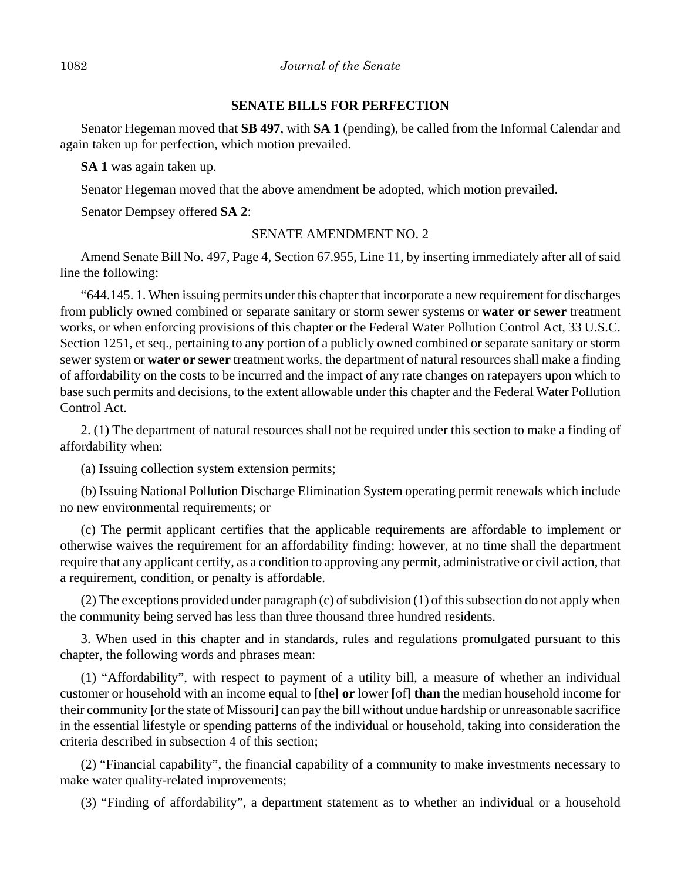## SENATE BILLS FOR PERFECTION

Senator Hegeman moved that **SB 497**, with **SA 1** (pending), be called from the Informal Calendar and again taken up for perfection, which motion prevailed.

**SA 1** was again taken up.

Senator Hegeman moved that the above amendment be adopted, which motion prevailed.

Senator Dempsey offered **SA 2**:

SENATE AMENDMENT NO. 2

Amend Senate Bill No. 497, Page 4, Section 67.955, Line 11, by inserting immediately after all of said line the following:

"644.145. 1. When issuing permits under this chapter that incorporate a new requirement for discharges from publicly owned combined or separate sanitary or storm sewer systems or **water or sewer** treatment works, or when enforcing provisions of this chapter or the Federal Water Pollution Control Act, 33 U.S.C. Section 1251, et seq., pertaining to any portion of a publicly owned combined or separate sanitary or storm sewer system or **water or sewer** treatment works, the department of natural resources shall make a finding of affordability on the costs to be incurred and the impact of any rate changes on ratepayers upon which to base such permits and decisions, to the extent allowable under this chapter and the Federal Water Pollution Control Act.

2. (1) The department of natural resources shall not be required under this section to make a finding of affordability when:

(a) Issuing collection system extension permits;

(b) Issuing National Pollution Discharge Elimination System operating permit renewals which include no new environmental requirements; or

(c) The permit applicant certifies that the applicable requirements are affordable to implement or otherwise waives the requirement for an affordability finding; however, at no time shall the department require that any applicant certify, as a condition to approving any permit, administrative or civil action, that a requirement, condition, or penalty is affordable.

(2) The exceptions provided under paragraph (c) of subdivision (1) of this subsection do not apply when the community being served has less than three thousand three hundred residents.

3. When used in this chapter and in standards, rules and regulations promulgated pursuant to this chapter, the following words and phrases mean:

(1) "Affordability", with respect to payment of a utility bill, a measure of whether an individual customer or household with an income equal to **[**the**]** **or** lower **[**of**]** **than** the median household income for their community **[**or the state of Missouri**]** can pay the bill without undue hardship or unreasonable sacrifice in the essential lifestyle or spending patterns of the individual or household, taking into consideration the criteria described in subsection 4 of this section;

(2) "Financial capability", the financial capability of a community to make investments necessary to make water quality-related improvements;

(3) "Finding of affordability", a department statement as to whether an individual or a household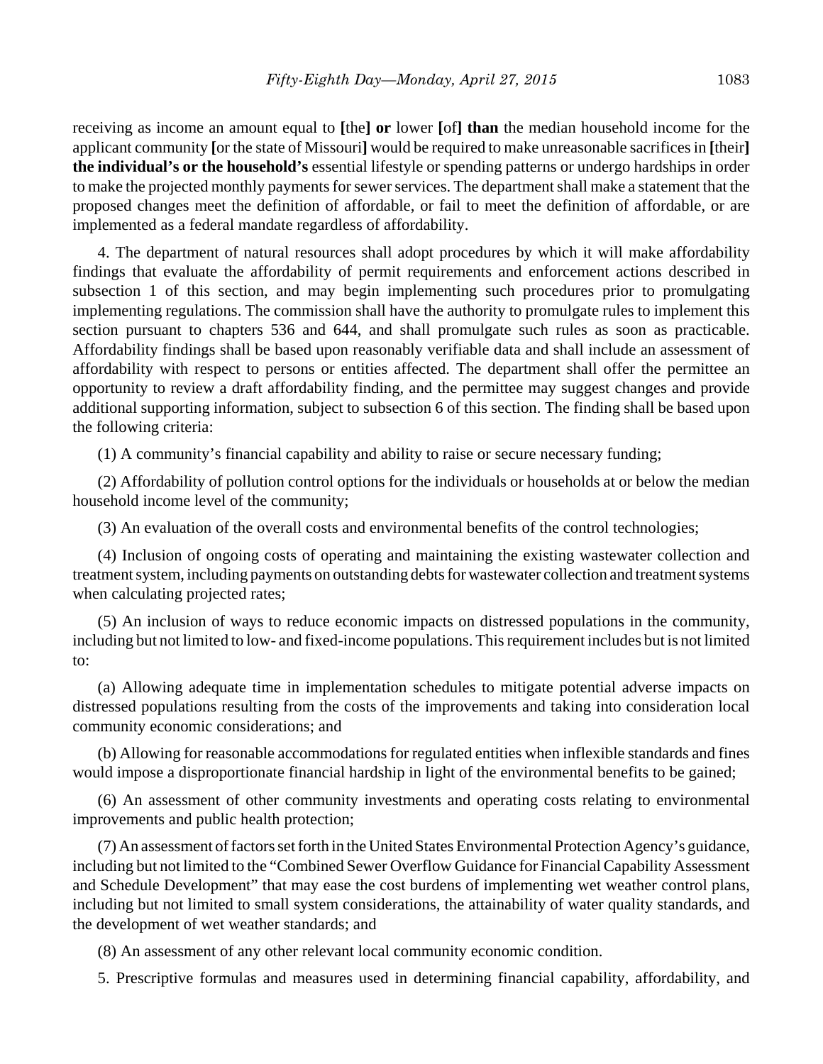receiving as income an amount equal to **[**the**] or** lower **[**of**] than** the median household income for the applicant community **[**or the state of Missouri**]** would be required to make unreasonable sacrifices in **[**their**] the individual's or the household's** essential lifestyle or spending patterns or undergo hardships in order to make the projected monthly payments for sewer services. The department shall make a statement that the proposed changes meet the definition of affordable, or fail to meet the definition of affordable, or are implemented as a federal mandate regardless of affordability.

4. The department of natural resources shall adopt procedures by which it will make affordability findings that evaluate the affordability of permit requirements and enforcement actions described in subsection 1 of this section, and may begin implementing such procedures prior to promulgating implementing regulations. The commission shall have the authority to promulgate rules to implement this section pursuant to chapters 536 and 644, and shall promulgate such rules as soon as practicable. Affordability findings shall be based upon reasonably verifiable data and shall include an assessment of affordability with respect to persons or entities affected. The department shall offer the permittee an opportunity to review a draft affordability finding, and the permittee may suggest changes and provide additional supporting information, subject to subsection 6 of this section. The finding shall be based upon the following criteria:

(1) A community's financial capability and ability to raise or secure necessary funding;

(2) Affordability of pollution control options for the individuals or households at or below the median household income level of the community;

(3) An evaluation of the overall costs and environmental benefits of the control technologies;

(4) Inclusion of ongoing costs of operating and maintaining the existing wastewater collection and treatment system, including payments on outstanding debts for wastewater collection and treatment systems when calculating projected rates;

(5) An inclusion of ways to reduce economic impacts on distressed populations in the community, including but not limited to low- and fixed-income populations. This requirement includes but is not limited to:

(a) Allowing adequate time in implementation schedules to mitigate potential adverse impacts on distressed populations resulting from the costs of the improvements and taking into consideration local community economic considerations; and

(b) Allowing for reasonable accommodations for regulated entities when inflexible standards and fines would impose a disproportionate financial hardship in light of the environmental benefits to be gained;

(6) An assessment of other community investments and operating costs relating to environmental improvements and public health protection;

(7) An assessment of factors set forth in the United States Environmental Protection Agency's guidance, including but not limited to the "Combined Sewer Overflow Guidance for Financial Capability Assessment and Schedule Development" that may ease the cost burdens of implementing wet weather control plans, including but not limited to small system considerations, the attainability of water quality standards, and the development of wet weather standards; and

(8) An assessment of any other relevant local community economic condition.

5. Prescriptive formulas and measures used in determining financial capability, affordability, and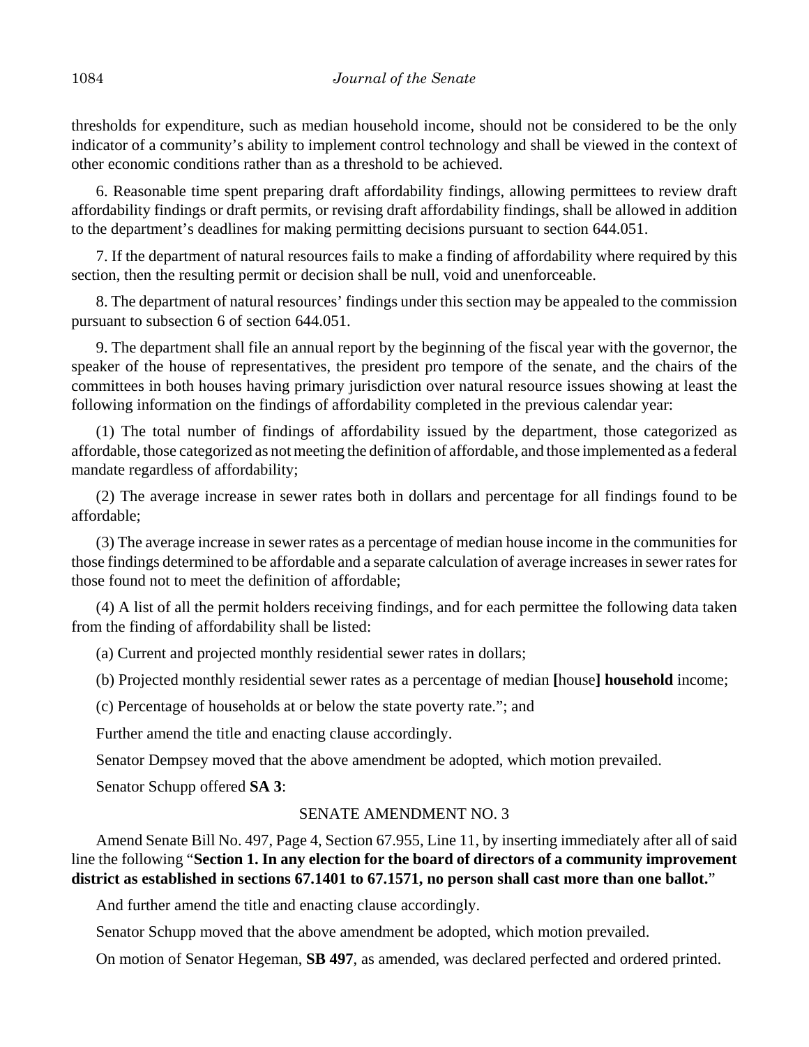thresholds for expenditure, such as median household income, should not be considered to be the only indicator of a community's ability to implement control technology and shall be viewed in the context of other economic conditions rather than as a threshold to be achieved.

6. Reasonable time spent preparing draft affordability findings, allowing permittees to review draft affordability findings or draft permits, or revising draft affordability findings, shall be allowed in addition to the department's deadlines for making permitting decisions pursuant to section 644.051.

7. If the department of natural resources fails to make a finding of affordability where required by this section, then the resulting permit or decision shall be null, void and unenforceable.

8. The department of natural resources' findings under this section may be appealed to the commission pursuant to subsection 6 of section 644.051.

9. The department shall file an annual report by the beginning of the fiscal year with the governor, the speaker of the house of representatives, the president pro tempore of the senate, and the chairs of the committees in both houses having primary jurisdiction over natural resource issues showing at least the following information on the findings of affordability completed in the previous calendar year:

(1) The total number of findings of affordability issued by the department, those categorized as affordable, those categorized as not meeting the definition of affordable, and those implemented as a federal mandate regardless of affordability;

(2) The average increase in sewer rates both in dollars and percentage for all findings found to be affordable;

(3) The average increase in sewer rates as a percentage of median house income in the communities for those findings determined to be affordable and a separate calculation of average increases in sewer rates for those found not to meet the definition of affordable;

(4) A list of all the permit holders receiving findings, and for each permittee the following data taken from the finding of affordability shall be listed:

(a) Current and projected monthly residential sewer rates in dollars;

(b) Projected monthly residential sewer rates as a percentage of median **[**house**]** **household** income;

(c) Percentage of households at or below the state poverty rate."; and

Further amend the title and enacting clause accordingly.

Senator Dempsey moved that the above amendment be adopted, which motion prevailed.

Senator Schupp offered **SA 3**:

SENATE AMENDMENT NO. 3

Amend Senate Bill No. 497, Page 4, Section 67.955, Line 11, by inserting immediately after all of said line the following "**Section 1. In any election for the board of directors of a community improvement district as established in sections 67.1401 to 67.1571, no person shall cast more than one ballot.**"

And further amend the title and enacting clause accordingly.

Senator Schupp moved that the above amendment be adopted, which motion prevailed.

On motion of Senator Hegeman, **SB 497**, as amended, was declared perfected and ordered printed.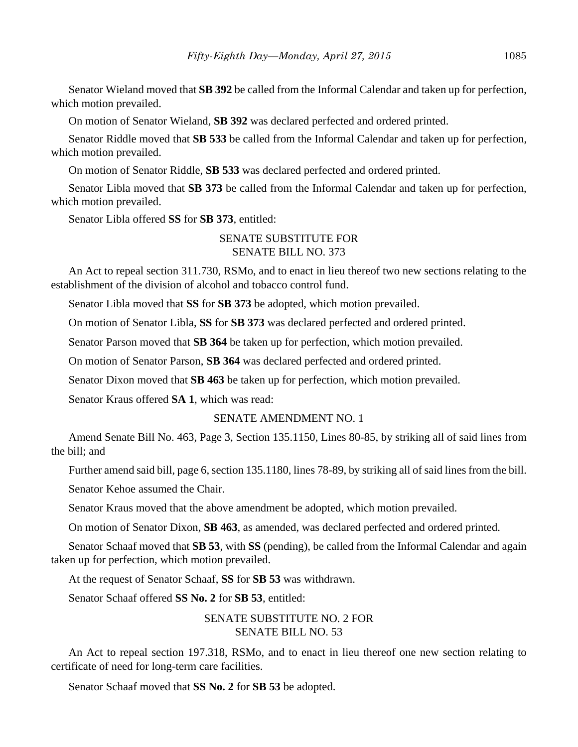Senator Wieland moved that **SB 392** be called from the Informal Calendar and taken up for perfection, which motion prevailed.

On motion of Senator Wieland, **SB 392** was declared perfected and ordered printed.

Senator Riddle moved that **SB 533** be called from the Informal Calendar and taken up for perfection, which motion prevailed.

On motion of Senator Riddle, **SB 533** was declared perfected and ordered printed.

Senator Libla moved that **SB 373** be called from the Informal Calendar and taken up for perfection, which motion prevailed.

Senator Libla offered **SS** for **SB 373**, entitled:

SENATE SUBSTITUTE FOR
SENATE BILL NO. 373

An Act to repeal section 311.730, RSMo, and to enact in lieu thereof two new sections relating to the establishment of the division of alcohol and tobacco control fund.

Senator Libla moved that **SS** for **SB 373** be adopted, which motion prevailed.

On motion of Senator Libla, **SS** for **SB 373** was declared perfected and ordered printed.

Senator Parson moved that **SB 364** be taken up for perfection, which motion prevailed.

On motion of Senator Parson, **SB 364** was declared perfected and ordered printed.

Senator Dixon moved that **SB 463** be taken up for perfection, which motion prevailed.

Senator Kraus offered **SA 1**, which was read:

SENATE AMENDMENT NO. 1

Amend Senate Bill No. 463, Page 3, Section 135.1150, Lines 80-85, by striking all of said lines from the bill; and

Further amend said bill, page 6, section 135.1180, lines 78-89, by striking all of said lines from the bill.

Senator Kehoe assumed the Chair.

Senator Kraus moved that the above amendment be adopted, which motion prevailed.

On motion of Senator Dixon, **SB 463**, as amended, was declared perfected and ordered printed.

Senator Schaaf moved that **SB 53**, with **SS** (pending), be called from the Informal Calendar and again taken up for perfection, which motion prevailed.

At the request of Senator Schaaf, **SS** for **SB 53** was withdrawn.

Senator Schaaf offered **SS No. 2** for **SB 53**, entitled:

SENATE SUBSTITUTE NO. 2 FOR
SENATE BILL NO. 53

An Act to repeal section 197.318, RSMo, and to enact in lieu thereof one new section relating to certificate of need for long-term care facilities.

Senator Schaaf moved that **SS No. 2** for **SB 53** be adopted.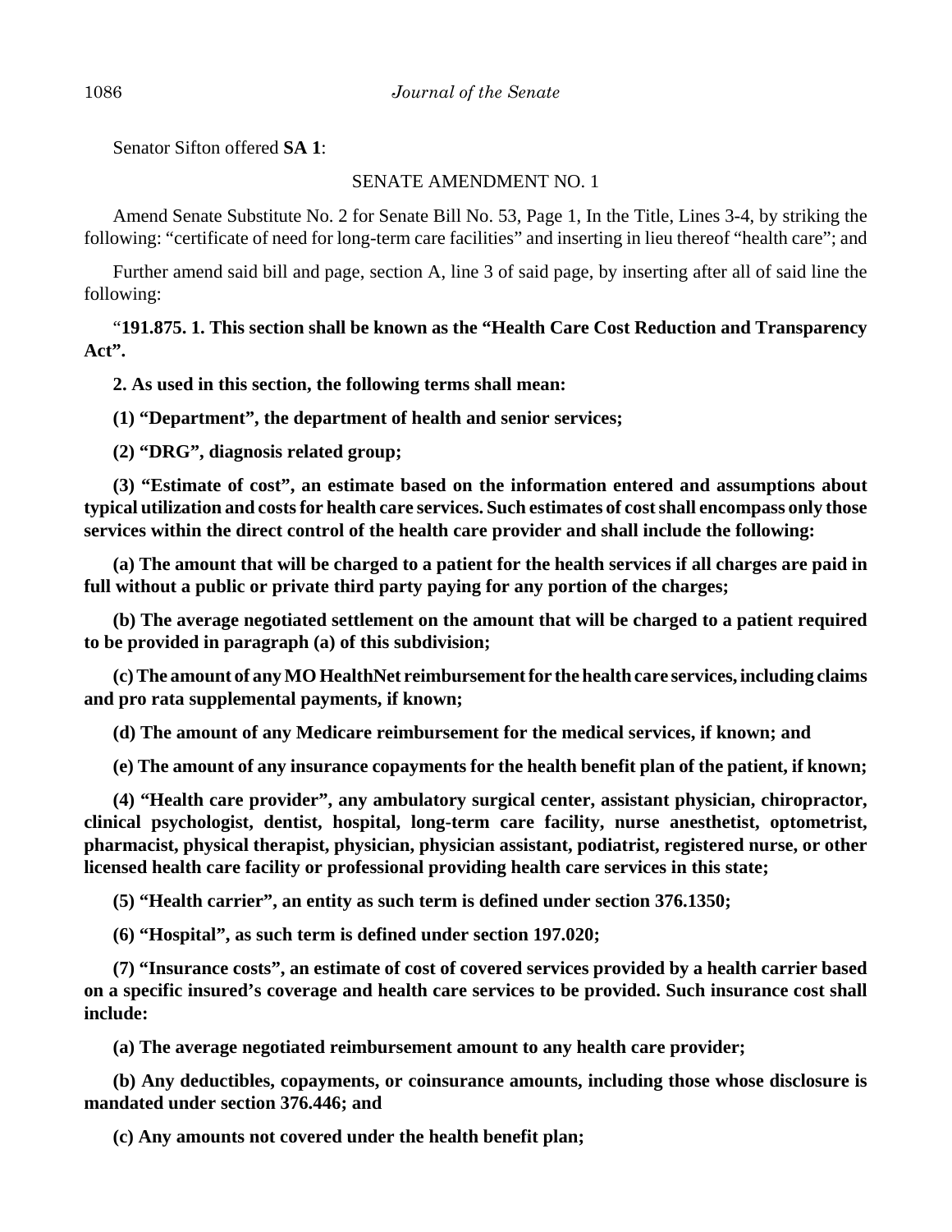Senator Sifton offered **SA 1**:

SENATE AMENDMENT NO. 1

Amend Senate Substitute No. 2 for Senate Bill No. 53, Page 1, In the Title, Lines 3-4, by striking the following: "certificate of need for long-term care facilities" and inserting in lieu thereof "health care"; and

Further amend said bill and page, section A, line 3 of said page, by inserting after all of said line the following:

"**191.875. 1. This section shall be known as the "Health Care Cost Reduction and Transparency Act".**

**2. As used in this section, the following terms shall mean:**

**(1) "Department", the department of health and senior services;**

**(2) "DRG", diagnosis related group;**

**(3) "Estimate of cost", an estimate based on the information entered and assumptions about typical utilization and costs for health care services. Such estimates of cost shall encompass only those services within the direct control of the health care provider and shall include the following:**

**(a) The amount that will be charged to a patient for the health services if all charges are paid in full without a public or private third party paying for any portion of the charges;**

**(b) The average negotiated settlement on the amount that will be charged to a patient required to be provided in paragraph (a) of this subdivision;**

**(c) The amount of any MO HealthNet reimbursement for the health care services, including claims and pro rata supplemental payments, if known;**

**(d) The amount of any Medicare reimbursement for the medical services, if known; and**

**(e) The amount of any insurance copayments for the health benefit plan of the patient, if known;**

**(4) "Health care provider", any ambulatory surgical center, assistant physician, chiropractor, clinical psychologist, dentist, hospital, long-term care facility, nurse anesthetist, optometrist, pharmacist, physical therapist, physician, physician assistant, podiatrist, registered nurse, or other licensed health care facility or professional providing health care services in this state;**

**(5) "Health carrier", an entity as such term is defined under section 376.1350;**

**(6) "Hospital", as such term is defined under section 197.020;**

**(7) "Insurance costs", an estimate of cost of covered services provided by a health carrier based on a specific insured's coverage and health care services to be provided. Such insurance cost shall include:**

**(a) The average negotiated reimbursement amount to any health care provider;**

**(b) Any deductibles, copayments, or coinsurance amounts, including those whose disclosure is mandated under section 376.446; and**

**(c) Any amounts not covered under the health benefit plan;**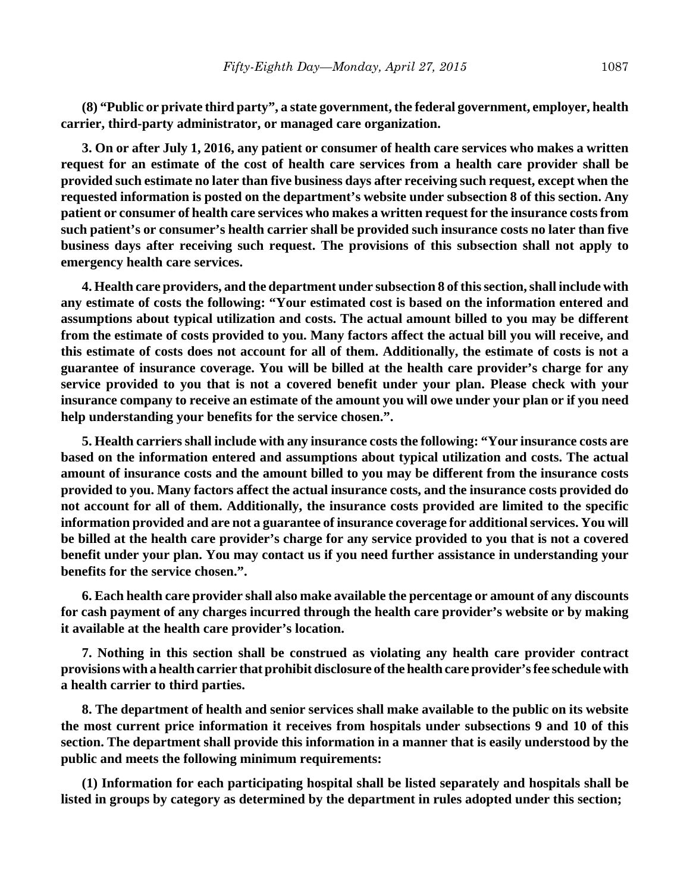**(8) "Public or private third party", a state government, the federal government, employer, health carrier, third-party administrator, or managed care organization.**

**3. On or after July 1, 2016, any patient or consumer of health care services who makes a written request for an estimate of the cost of health care services from a health care provider shall be provided such estimate no later than five business days after receiving such request, except when the requested information is posted on the department's website under subsection 8 of this section. Any patient or consumer of health care services who makes a written request for the insurance costs from such patient's or consumer's health carrier shall be provided such insurance costs no later than five business days after receiving such request. The provisions of this subsection shall not apply to emergency health care services.**

**4. Health care providers, and the department under subsection 8 of this section, shall include with any estimate of costs the following: "Your estimated cost is based on the information entered and assumptions about typical utilization and costs. The actual amount billed to you may be different from the estimate of costs provided to you. Many factors affect the actual bill you will receive, and this estimate of costs does not account for all of them. Additionally, the estimate of costs is not a guarantee of insurance coverage. You will be billed at the health care provider's charge for any service provided to you that is not a covered benefit under your plan. Please check with your insurance company to receive an estimate of the amount you will owe under your plan or if you need help understanding your benefits for the service chosen.".**

**5. Health carriers shall include with any insurance costs the following: "Your insurance costs are based on the information entered and assumptions about typical utilization and costs. The actual amount of insurance costs and the amount billed to you may be different from the insurance costs provided to you. Many factors affect the actual insurance costs, and the insurance costs provided do not account for all of them. Additionally, the insurance costs provided are limited to the specific information provided and are not a guarantee of insurance coverage for additional services. You will be billed at the health care provider's charge for any service provided to you that is not a covered benefit under your plan. You may contact us if you need further assistance in understanding your benefits for the service chosen.".**

**6. Each health care provider shall also make available the percentage or amount of any discounts for cash payment of any charges incurred through the health care provider's website or by making it available at the health care provider's location.**

**7. Nothing in this section shall be construed as violating any health care provider contract provisions with a health carrier that prohibit disclosure of the health care provider's fee schedule with a health carrier to third parties.**

**8. The department of health and senior services shall make available to the public on its website the most current price information it receives from hospitals under subsections 9 and 10 of this section. The department shall provide this information in a manner that is easily understood by the public and meets the following minimum requirements:**

**(1) Information for each participating hospital shall be listed separately and hospitals shall be listed in groups by category as determined by the department in rules adopted under this section;**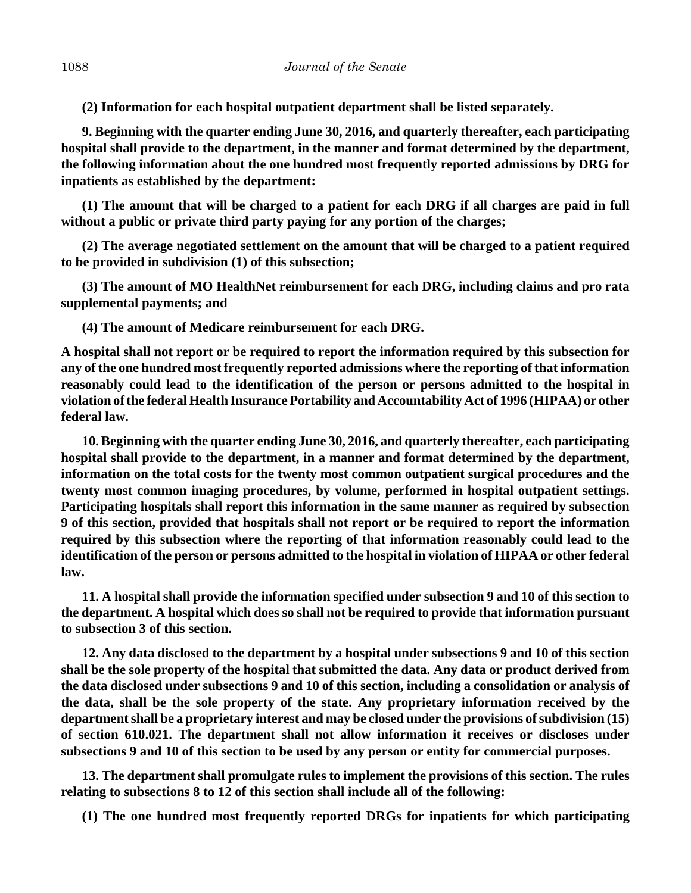**(2) Information for each hospital outpatient department shall be listed separately.**

**9. Beginning with the quarter ending June 30, 2016, and quarterly thereafter, each participating hospital shall provide to the department, in the manner and format determined by the department, the following information about the one hundred most frequently reported admissions by DRG for inpatients as established by the department:**

**(1) The amount that will be charged to a patient for each DRG if all charges are paid in full without a public or private third party paying for any portion of the charges;**

**(2) The average negotiated settlement on the amount that will be charged to a patient required to be provided in subdivision (1) of this subsection;**

**(3) The amount of MO HealthNet reimbursement for each DRG, including claims and pro rata supplemental payments; and**

**(4) The amount of Medicare reimbursement for each DRG.**

**A hospital shall not report or be required to report the information required by this subsection for any of the one hundred most frequently reported admissions where the reporting of that information reasonably could lead to the identification of the person or persons admitted to the hospital in violation of the federal Health Insurance Portability and Accountability Act of 1996 (HIPAA) or other federal law.**

**10. Beginning with the quarter ending June 30, 2016, and quarterly thereafter, each participating hospital shall provide to the department, in a manner and format determined by the department, information on the total costs for the twenty most common outpatient surgical procedures and the twenty most common imaging procedures, by volume, performed in hospital outpatient settings. Participating hospitals shall report this information in the same manner as required by subsection 9 of this section, provided that hospitals shall not report or be required to report the information required by this subsection where the reporting of that information reasonably could lead to the identification of the person or persons admitted to the hospital in violation of HIPAA or other federal law.**

**11. A hospital shall provide the information specified under subsection 9 and 10 of this section to the department. A hospital which does so shall not be required to provide that information pursuant to subsection 3 of this section.**

**12. Any data disclosed to the department by a hospital under subsections 9 and 10 of this section shall be the sole property of the hospital that submitted the data. Any data or product derived from the data disclosed under subsections 9 and 10 of this section, including a consolidation or analysis of the data, shall be the sole property of the state. Any proprietary information received by the department shall be a proprietary interest and may be closed under the provisions of subdivision (15) of section 610.021. The department shall not allow information it receives or discloses under subsections 9 and 10 of this section to be used by any person or entity for commercial purposes.**

**13. The department shall promulgate rules to implement the provisions of this section. The rules relating to subsections 8 to 12 of this section shall include all of the following:**

**(1) The one hundred most frequently reported DRGs for inpatients for which participating**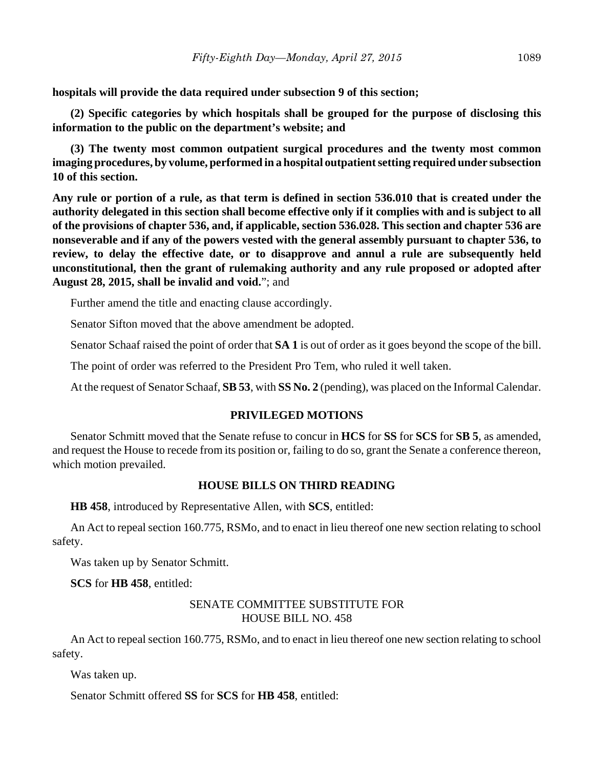**hospitals will provide the data required under subsection 9 of this section;**

**(2) Specific categories by which hospitals shall be grouped for the purpose of disclosing this information to the public on the department's website; and**

**(3) The twenty most common outpatient surgical procedures and the twenty most common imaging procedures, by volume, performed in a hospital outpatient setting required under subsection 10 of this section.**

**Any rule or portion of a rule, as that term is defined in section 536.010 that is created under the authority delegated in this section shall become effective only if it complies with and is subject to all of the provisions of chapter 536, and, if applicable, section 536.028. This section and chapter 536 are nonseverable and if any of the powers vested with the general assembly pursuant to chapter 536, to review, to delay the effective date, or to disapprove and annul a rule are subsequently held unconstitutional, then the grant of rulemaking authority and any rule proposed or adopted after August 28, 2015, shall be invalid and void.**"; and

Further amend the title and enacting clause accordingly.

Senator Sifton moved that the above amendment be adopted.

Senator Schaaf raised the point of order that **SA 1** is out of order as it goes beyond the scope of the bill.

The point of order was referred to the President Pro Tem, who ruled it well taken.

At the request of Senator Schaaf, **SB 53**, with **SS No. 2** (pending), was placed on the Informal Calendar.

## PRIVILEGED MOTIONS

Senator Schmitt moved that the Senate refuse to concur in **HCS** for **SS** for **SCS** for **SB 5**, as amended, and request the House to recede from its position or, failing to do so, grant the Senate a conference thereon, which motion prevailed.

## HOUSE BILLS ON THIRD READING

**HB 458**, introduced by Representative Allen, with **SCS**, entitled:

An Act to repeal section 160.775, RSMo, and to enact in lieu thereof one new section relating to school safety.

Was taken up by Senator Schmitt.

**SCS** for **HB 458**, entitled:

SENATE COMMITTEE SUBSTITUTE FOR
HOUSE BILL NO. 458

An Act to repeal section 160.775, RSMo, and to enact in lieu thereof one new section relating to school safety.

Was taken up.

Senator Schmitt offered **SS** for **SCS** for **HB 458**, entitled: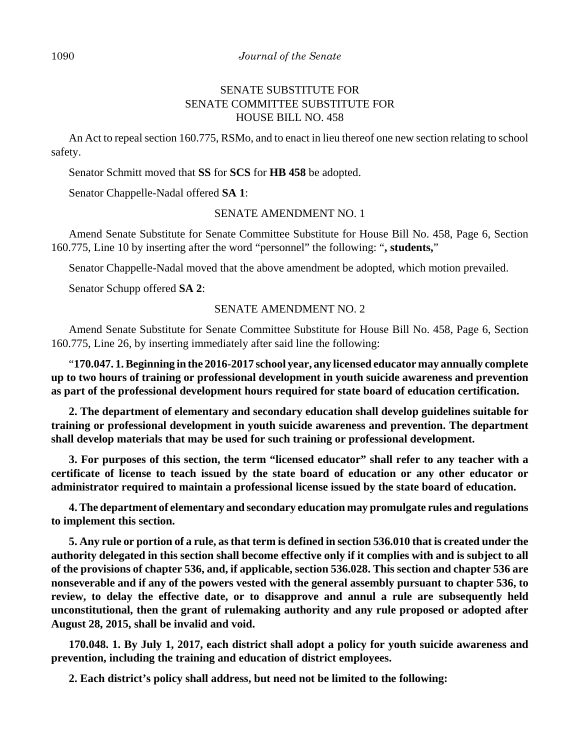SENATE SUBSTITUTE FOR
SENATE COMMITTEE SUBSTITUTE FOR
HOUSE BILL NO. 458

An Act to repeal section 160.775, RSMo, and to enact in lieu thereof one new section relating to school safety.

Senator Schmitt moved that **SS** for **SCS** for **HB 458** be adopted.

Senator Chappelle-Nadal offered **SA 1**:

SENATE AMENDMENT NO. 1

Amend Senate Substitute for Senate Committee Substitute for House Bill No. 458, Page 6, Section 160.775, Line 10 by inserting after the word "personnel" the following: "**, students,**"

Senator Chappelle-Nadal moved that the above amendment be adopted, which motion prevailed.

Senator Schupp offered **SA 2**:

SENATE AMENDMENT NO. 2

Amend Senate Substitute for Senate Committee Substitute for House Bill No. 458, Page 6, Section 160.775, Line 26, by inserting immediately after said line the following:

"**170.047. 1. Beginning in the 2016-2017 school year, any licensed educator may annually complete up to two hours of training or professional development in youth suicide awareness and prevention as part of the professional development hours required for state board of education certification.**

**2. The department of elementary and secondary education shall develop guidelines suitable for training or professional development in youth suicide awareness and prevention. The department shall develop materials that may be used for such training or professional development.**

**3. For purposes of this section, the term "licensed educator" shall refer to any teacher with a certificate of license to teach issued by the state board of education or any other educator or administrator required to maintain a professional license issued by the state board of education.**

**4. The department of elementary and secondary education may promulgate rules and regulations to implement this section.**

**5. Any rule or portion of a rule, as that term is defined in section 536.010 that is created under the authority delegated in this section shall become effective only if it complies with and is subject to all of the provisions of chapter 536, and, if applicable, section 536.028. This section and chapter 536 are nonseverable and if any of the powers vested with the general assembly pursuant to chapter 536, to review, to delay the effective date, or to disapprove and annul a rule are subsequently held unconstitutional, then the grant of rulemaking authority and any rule proposed or adopted after August 28, 2015, shall be invalid and void.**

**170.048. 1. By July 1, 2017, each district shall adopt a policy for youth suicide awareness and prevention, including the training and education of district employees.**

**2. Each district's policy shall address, but need not be limited to the following:**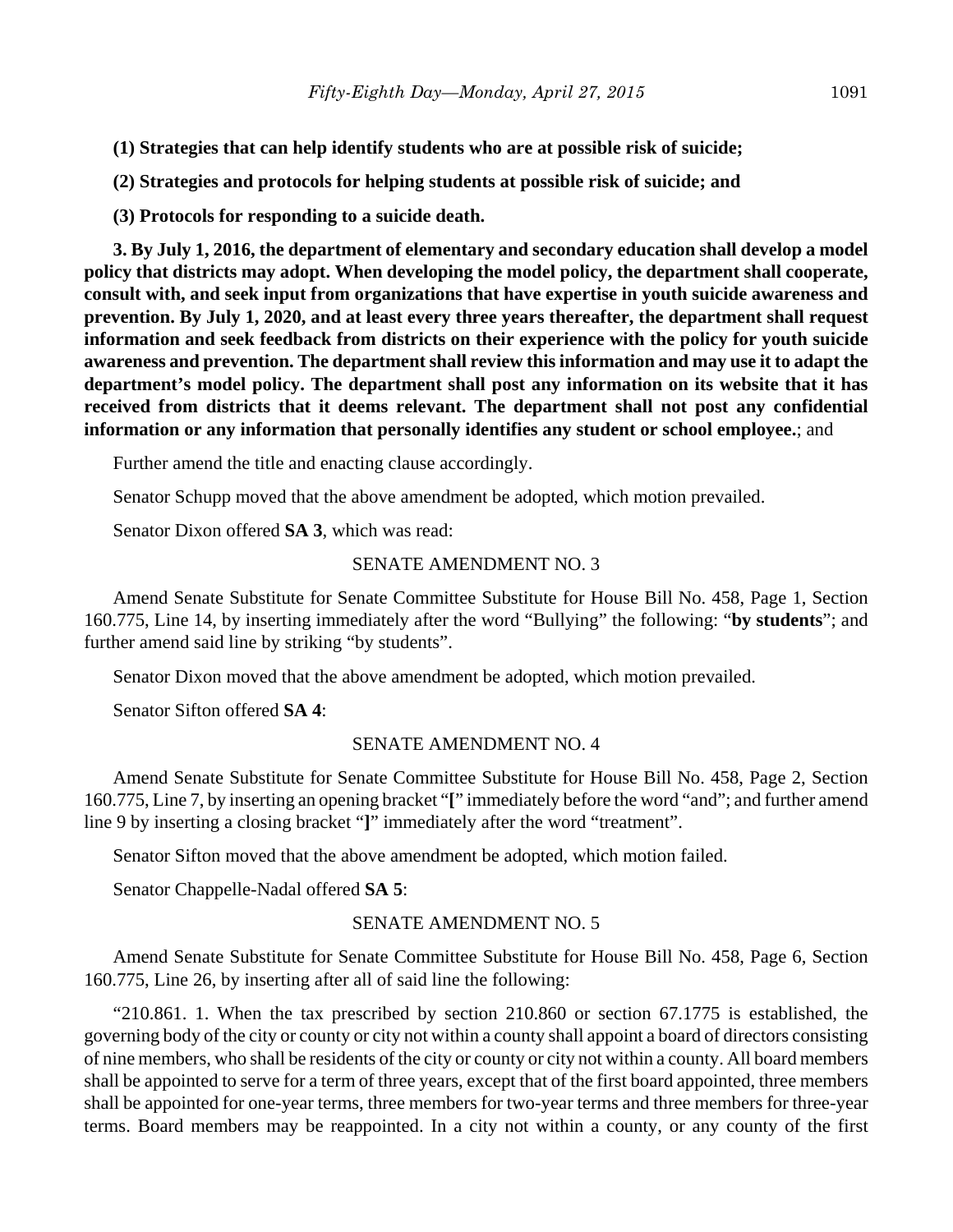**(1) Strategies that can help identify students who are at possible risk of suicide;**

**(2) Strategies and protocols for helping students at possible risk of suicide; and**

**(3) Protocols for responding to a suicide death.**

**3. By July 1, 2016, the department of elementary and secondary education shall develop a model policy that districts may adopt. When developing the model policy, the department shall cooperate, consult with, and seek input from organizations that have expertise in youth suicide awareness and prevention. By July 1, 2020, and at least every three years thereafter, the department shall request information and seek feedback from districts on their experience with the policy for youth suicide awareness and prevention. The department shall review this information and may use it to adapt the department's model policy. The department shall post any information on its website that it has received from districts that it deems relevant. The department shall not post any confidential information or any information that personally identifies any student or school employee.**; and

Further amend the title and enacting clause accordingly.

Senator Schupp moved that the above amendment be adopted, which motion prevailed.

Senator Dixon offered **SA 3**, which was read:

SENATE AMENDMENT NO. 3

Amend Senate Substitute for Senate Committee Substitute for House Bill No. 458, Page 1, Section 160.775, Line 14, by inserting immediately after the word "Bullying" the following: "**by students**"; and further amend said line by striking "by students".

Senator Dixon moved that the above amendment be adopted, which motion prevailed.

Senator Sifton offered **SA 4**:

SENATE AMENDMENT NO. 4

Amend Senate Substitute for Senate Committee Substitute for House Bill No. 458, Page 2, Section 160.775, Line 7, by inserting an opening bracket "**[**" immediately before the word "and"; and further amend line 9 by inserting a closing bracket "**]**" immediately after the word "treatment".

Senator Sifton moved that the above amendment be adopted, which motion failed.

Senator Chappelle-Nadal offered **SA 5**:

SENATE AMENDMENT NO. 5

Amend Senate Substitute for Senate Committee Substitute for House Bill No. 458, Page 6, Section 160.775, Line 26, by inserting after all of said line the following:

"210.861. 1. When the tax prescribed by section 210.860 or section 67.1775 is established, the governing body of the city or county or city not within a county shall appoint a board of directors consisting of nine members, who shall be residents of the city or county or city not within a county. All board members shall be appointed to serve for a term of three years, except that of the first board appointed, three members shall be appointed for one-year terms, three members for two-year terms and three members for three-year terms. Board members may be reappointed. In a city not within a county, or any county of the first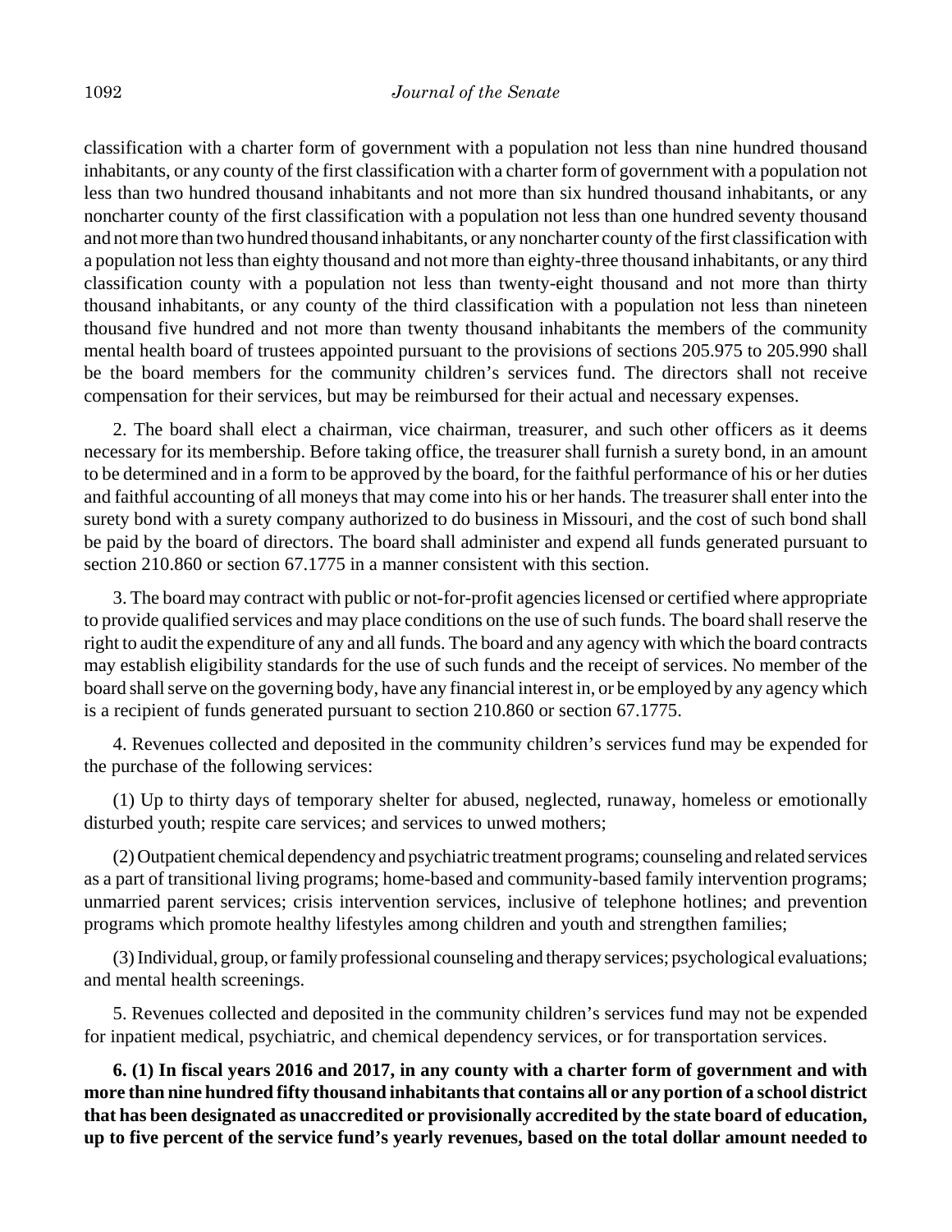classification with a charter form of government with a population not less than nine hundred thousand inhabitants, or any county of the first classification with a charter form of government with a population not less than two hundred thousand inhabitants and not more than six hundred thousand inhabitants, or any noncharter county of the first classification with a population not less than one hundred seventy thousand and not more than two hundred thousand inhabitants, or any noncharter county of the first classification with a population not less than eighty thousand and not more than eighty-three thousand inhabitants, or any third classification county with a population not less than twenty-eight thousand and not more than thirty thousand inhabitants, or any county of the third classification with a population not less than nineteen thousand five hundred and not more than twenty thousand inhabitants the members of the community mental health board of trustees appointed pursuant to the provisions of sections 205.975 to 205.990 shall be the board members for the community children's services fund. The directors shall not receive compensation for their services, but may be reimbursed for their actual and necessary expenses.

2. The board shall elect a chairman, vice chairman, treasurer, and such other officers as it deems necessary for its membership. Before taking office, the treasurer shall furnish a surety bond, in an amount to be determined and in a form to be approved by the board, for the faithful performance of his or her duties and faithful accounting of all moneys that may come into his or her hands. The treasurer shall enter into the surety bond with a surety company authorized to do business in Missouri, and the cost of such bond shall be paid by the board of directors. The board shall administer and expend all funds generated pursuant to section 210.860 or section 67.1775 in a manner consistent with this section.

3. The board may contract with public or not-for-profit agencies licensed or certified where appropriate to provide qualified services and may place conditions on the use of such funds. The board shall reserve the right to audit the expenditure of any and all funds. The board and any agency with which the board contracts may establish eligibility standards for the use of such funds and the receipt of services. No member of the board shall serve on the governing body, have any financial interest in, or be employed by any agency which is a recipient of funds generated pursuant to section 210.860 or section 67.1775.

4. Revenues collected and deposited in the community children's services fund may be expended for the purchase of the following services:

(1) Up to thirty days of temporary shelter for abused, neglected, runaway, homeless or emotionally disturbed youth; respite care services; and services to unwed mothers;

(2) Outpatient chemical dependency and psychiatric treatment programs; counseling and related services as a part of transitional living programs; home-based and community-based family intervention programs; unmarried parent services; crisis intervention services, inclusive of telephone hotlines; and prevention programs which promote healthy lifestyles among children and youth and strengthen families;

(3) Individual, group, or family professional counseling and therapy services; psychological evaluations; and mental health screenings.

5. Revenues collected and deposited in the community children's services fund may not be expended for inpatient medical, psychiatric, and chemical dependency services, or for transportation services.

**6. (1) In fiscal years 2016 and 2017, in any county with a charter form of government and with more than nine hundred fifty thousand inhabitants that contains all or any portion of a school district that has been designated as unaccredited or provisionally accredited by the state board of education, up to five percent of the service fund's yearly revenues, based on the total dollar amount needed to**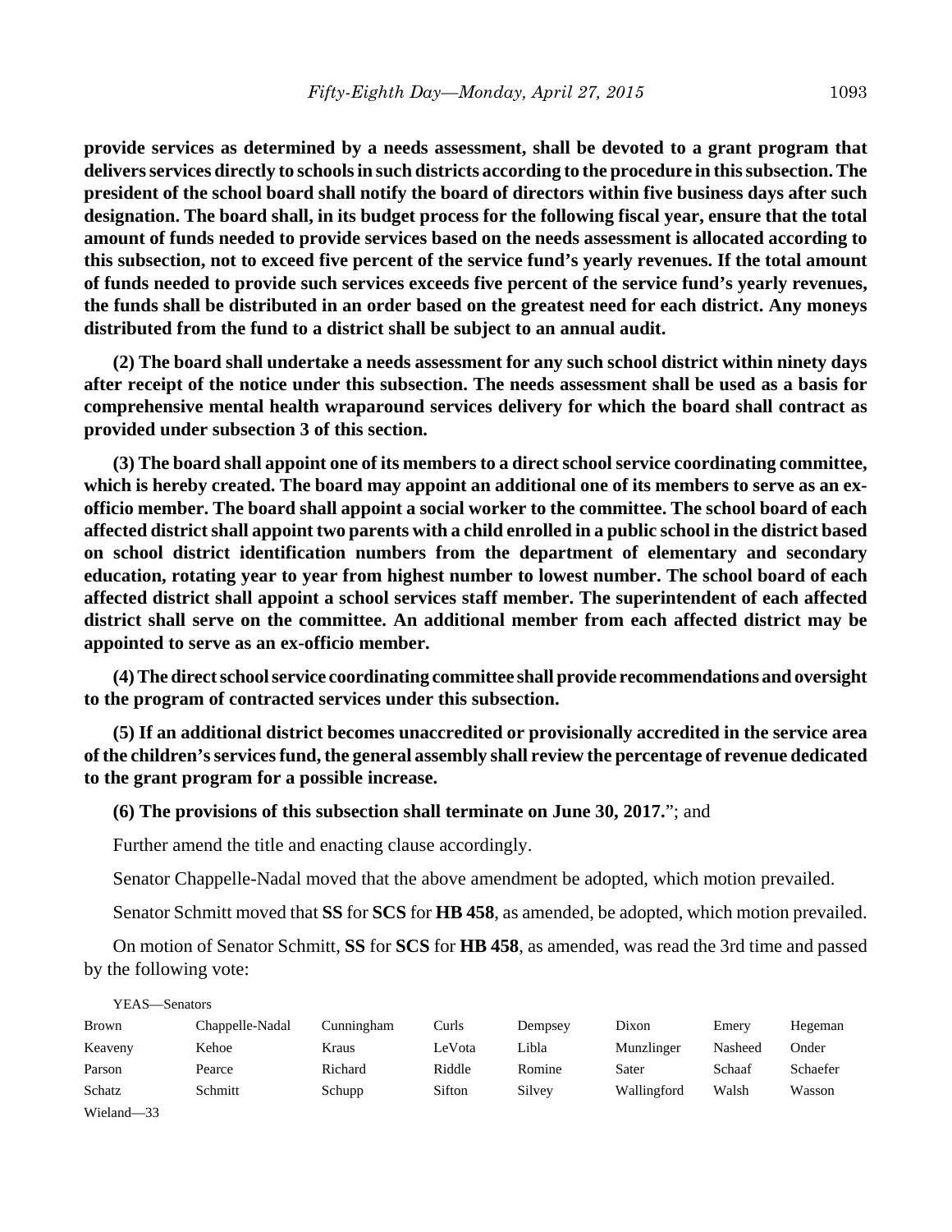**provide services as determined by a needs assessment, shall be devoted to a grant program that delivers services directly to schools in such districts according to the procedure in this subsection. The president of the school board shall notify the board of directors within five business days after such designation. The board shall, in its budget process for the following fiscal year, ensure that the total amount of funds needed to provide services based on the needs assessment is allocated according to this subsection, not to exceed five percent of the service fund's yearly revenues. If the total amount of funds needed to provide such services exceeds five percent of the service fund's yearly revenues, the funds shall be distributed in an order based on the greatest need for each district. Any moneys distributed from the fund to a district shall be subject to an annual audit.**

**(2) The board shall undertake a needs assessment for any such school district within ninety days after receipt of the notice under this subsection. The needs assessment shall be used as a basis for comprehensive mental health wraparound services delivery for which the board shall contract as provided under subsection 3 of this section.**

**(3) The board shall appoint one of its members to a direct school service coordinating committee, which is hereby created. The board may appoint an additional one of its members to serve as an ex-officio member. The board shall appoint a social worker to the committee. The school board of each affected district shall appoint two parents with a child enrolled in a public school in the district based on school district identification numbers from the department of elementary and secondary education, rotating year to year from highest number to lowest number. The school board of each affected district shall appoint a school services staff member. The superintendent of each affected district shall serve on the committee. An additional member from each affected district may be appointed to serve as an ex-officio member.**

**(4) The direct school service coordinating committee shall provide recommendations and oversight to the program of contracted services under this subsection.**

**(5) If an additional district becomes unaccredited or provisionally accredited in the service area of the children's services fund, the general assembly shall review the percentage of revenue dedicated to the grant program for a possible increase.**

**(6) The provisions of this subsection shall terminate on June 30, 2017.**"; and

Further amend the title and enacting clause accordingly.

Senator Chappelle-Nadal moved that the above amendment be adopted, which motion prevailed.

Senator Schmitt moved that **SS** for **SCS** for **HB 458**, as amended, be adopted, which motion prevailed.

On motion of Senator Schmitt, **SS** for **SCS** for **HB 458**, as amended, was read the 3rd time and passed by the following vote:

YEAS—Senators

| | | | | | | | |
|---|---|---|---|---|---|---|---|
| Brown | Chappelle-Nadal | Cunningham | Curls | Dempsey | Dixon | Emery | Hegeman |
| Keaveny | Kehoe | Kraus | LeVota | Libla | Munzlinger | Nasheed | Onder |
| Parson | Pearce | Richard | Riddle | Romine | Sater | Schaaf | Schaefer |
| Schatz | Schmitt | Schupp | Sifton | Silvey | Wallingford | Walsh | Wasson |
| Wieland—33 | | | | | | | |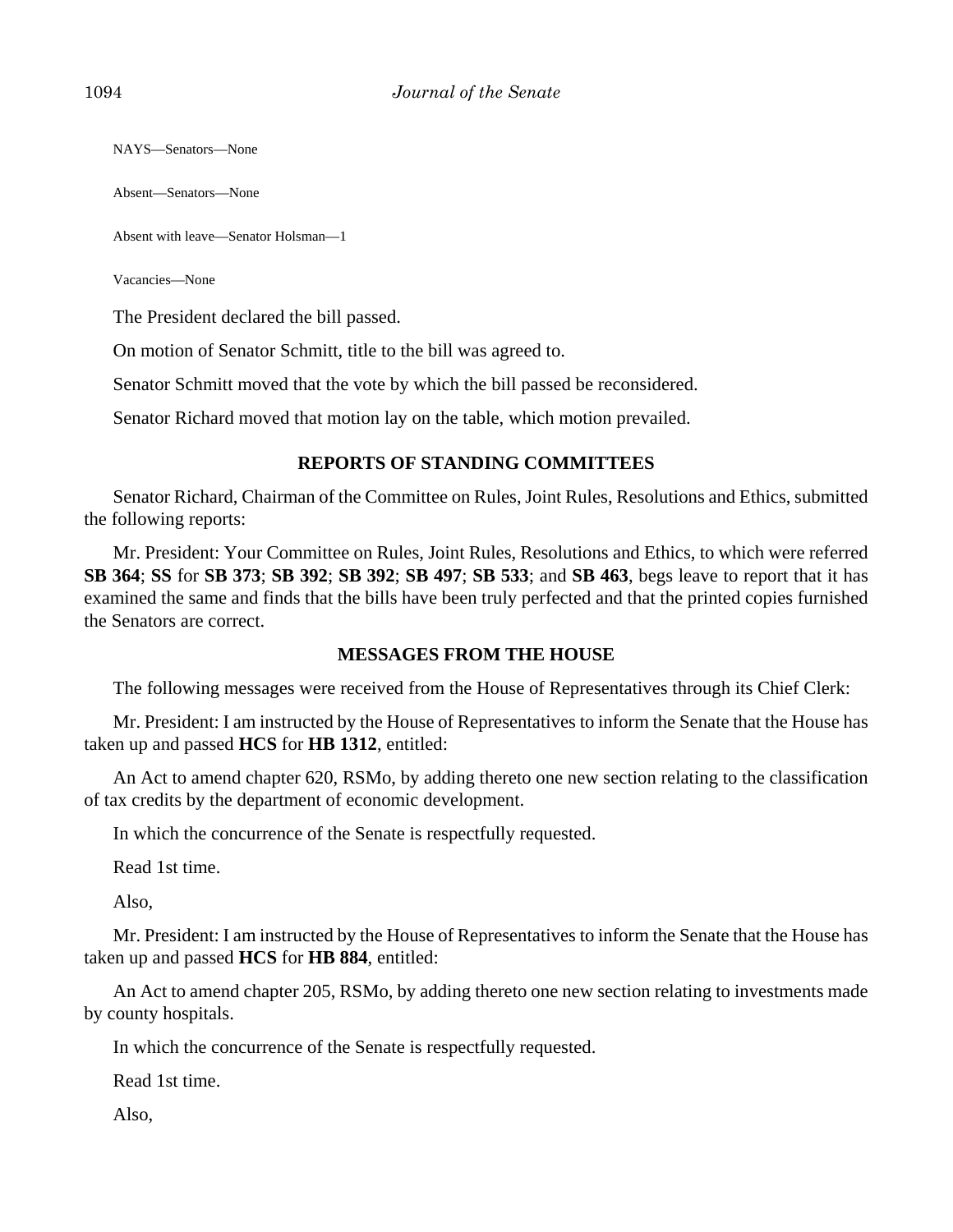NAYS—Senators—None

Absent—Senators—None

Absent with leave—Senator Holsman—1

Vacancies—None

The President declared the bill passed.

On motion of Senator Schmitt, title to the bill was agreed to.

Senator Schmitt moved that the vote by which the bill passed be reconsidered.

Senator Richard moved that motion lay on the table, which motion prevailed.

## REPORTS OF STANDING COMMITTEES

Senator Richard, Chairman of the Committee on Rules, Joint Rules, Resolutions and Ethics, submitted the following reports:

Mr. President: Your Committee on Rules, Joint Rules, Resolutions and Ethics, to which were referred **SB 364**; **SS** for **SB 373**; **SB 392**; **SB 392**; **SB 497**; **SB 533**; and **SB 463**, begs leave to report that it has examined the same and finds that the bills have been truly perfected and that the printed copies furnished the Senators are correct.

## MESSAGES FROM THE HOUSE

The following messages were received from the House of Representatives through its Chief Clerk:

Mr. President: I am instructed by the House of Representatives to inform the Senate that the House has taken up and passed **HCS** for **HB 1312**, entitled:

An Act to amend chapter 620, RSMo, by adding thereto one new section relating to the classification of tax credits by the department of economic development.

In which the concurrence of the Senate is respectfully requested.

Read 1st time.

Also,

Mr. President: I am instructed by the House of Representatives to inform the Senate that the House has taken up and passed **HCS** for **HB 884**, entitled:

An Act to amend chapter 205, RSMo, by adding thereto one new section relating to investments made by county hospitals.

In which the concurrence of the Senate is respectfully requested.

Read 1st time.

Also,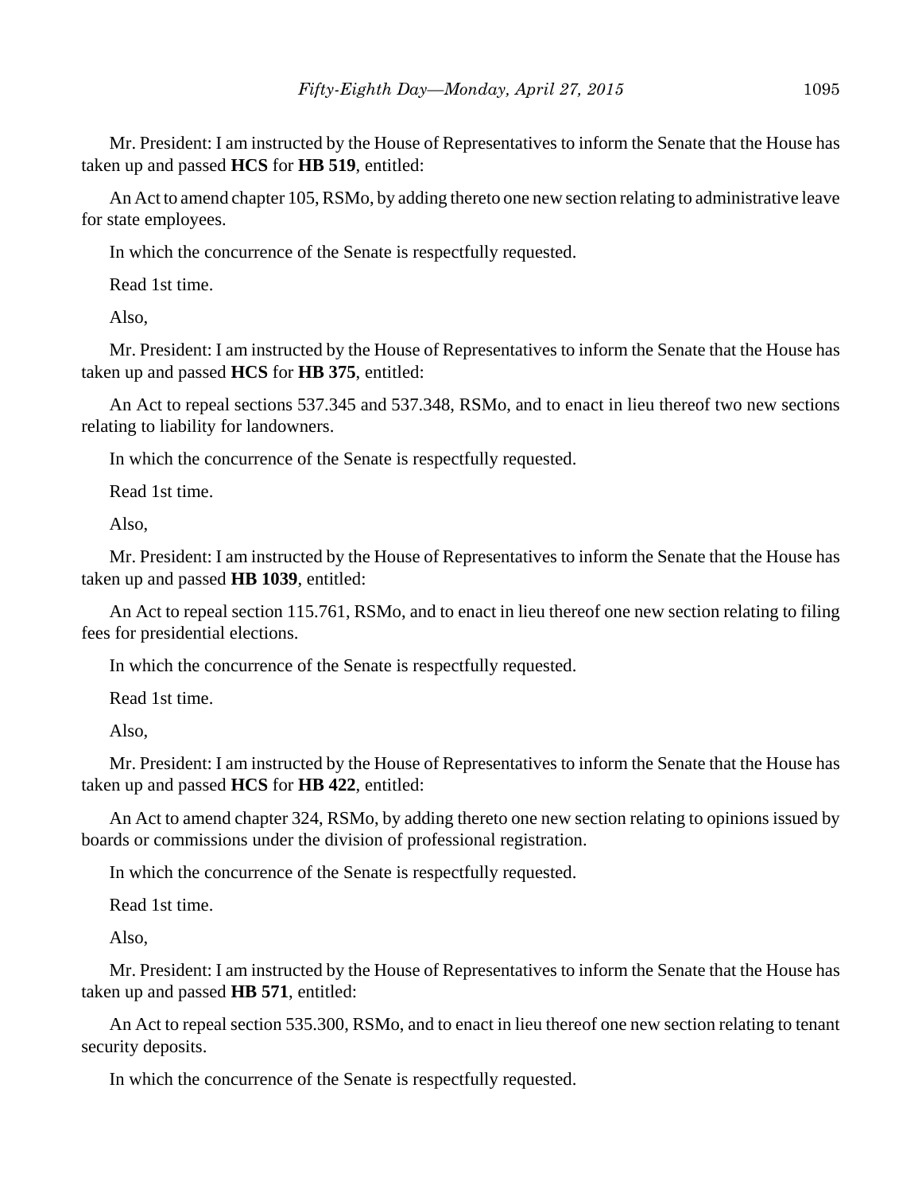Mr. President: I am instructed by the House of Representatives to inform the Senate that the House has taken up and passed **HCS** for **HB 519**, entitled:

An Act to amend chapter 105, RSMo, by adding thereto one new section relating to administrative leave for state employees.

In which the concurrence of the Senate is respectfully requested.

Read 1st time.

Also,

Mr. President: I am instructed by the House of Representatives to inform the Senate that the House has taken up and passed **HCS** for **HB 375**, entitled:

An Act to repeal sections 537.345 and 537.348, RSMo, and to enact in lieu thereof two new sections relating to liability for landowners.

In which the concurrence of the Senate is respectfully requested.

Read 1st time.

Also,

Mr. President: I am instructed by the House of Representatives to inform the Senate that the House has taken up and passed **HB 1039**, entitled:

An Act to repeal section 115.761, RSMo, and to enact in lieu thereof one new section relating to filing fees for presidential elections.

In which the concurrence of the Senate is respectfully requested.

Read 1st time.

Also,

Mr. President: I am instructed by the House of Representatives to inform the Senate that the House has taken up and passed **HCS** for **HB 422**, entitled:

An Act to amend chapter 324, RSMo, by adding thereto one new section relating to opinions issued by boards or commissions under the division of professional registration.

In which the concurrence of the Senate is respectfully requested.

Read 1st time.

Also,

Mr. President: I am instructed by the House of Representatives to inform the Senate that the House has taken up and passed **HB 571**, entitled:

An Act to repeal section 535.300, RSMo, and to enact in lieu thereof one new section relating to tenant security deposits.

In which the concurrence of the Senate is respectfully requested.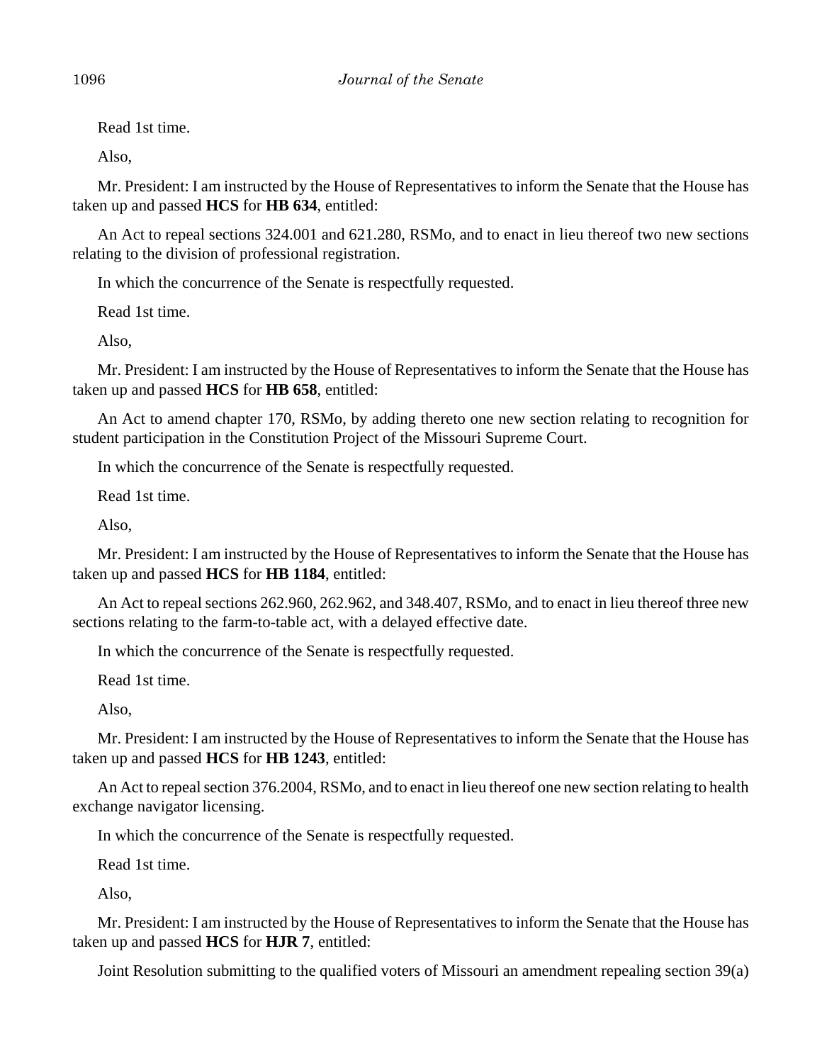Read 1st time.

Also,

Mr. President: I am instructed by the House of Representatives to inform the Senate that the House has taken up and passed **HCS** for **HB 634**, entitled:

An Act to repeal sections 324.001 and 621.280, RSMo, and to enact in lieu thereof two new sections relating to the division of professional registration.

In which the concurrence of the Senate is respectfully requested.

Read 1st time.

Also,

Mr. President: I am instructed by the House of Representatives to inform the Senate that the House has taken up and passed **HCS** for **HB 658**, entitled:

An Act to amend chapter 170, RSMo, by adding thereto one new section relating to recognition for student participation in the Constitution Project of the Missouri Supreme Court.

In which the concurrence of the Senate is respectfully requested.

Read 1st time.

Also,

Mr. President: I am instructed by the House of Representatives to inform the Senate that the House has taken up and passed **HCS** for **HB 1184**, entitled:

An Act to repeal sections 262.960, 262.962, and 348.407, RSMo, and to enact in lieu thereof three new sections relating to the farm-to-table act, with a delayed effective date.

In which the concurrence of the Senate is respectfully requested.

Read 1st time.

Also,

Mr. President: I am instructed by the House of Representatives to inform the Senate that the House has taken up and passed **HCS** for **HB 1243**, entitled:

An Act to repeal section 376.2004, RSMo, and to enact in lieu thereof one new section relating to health exchange navigator licensing.

In which the concurrence of the Senate is respectfully requested.

Read 1st time.

Also,

Mr. President: I am instructed by the House of Representatives to inform the Senate that the House has taken up and passed **HCS** for **HJR 7**, entitled:

Joint Resolution submitting to the qualified voters of Missouri an amendment repealing section 39(a)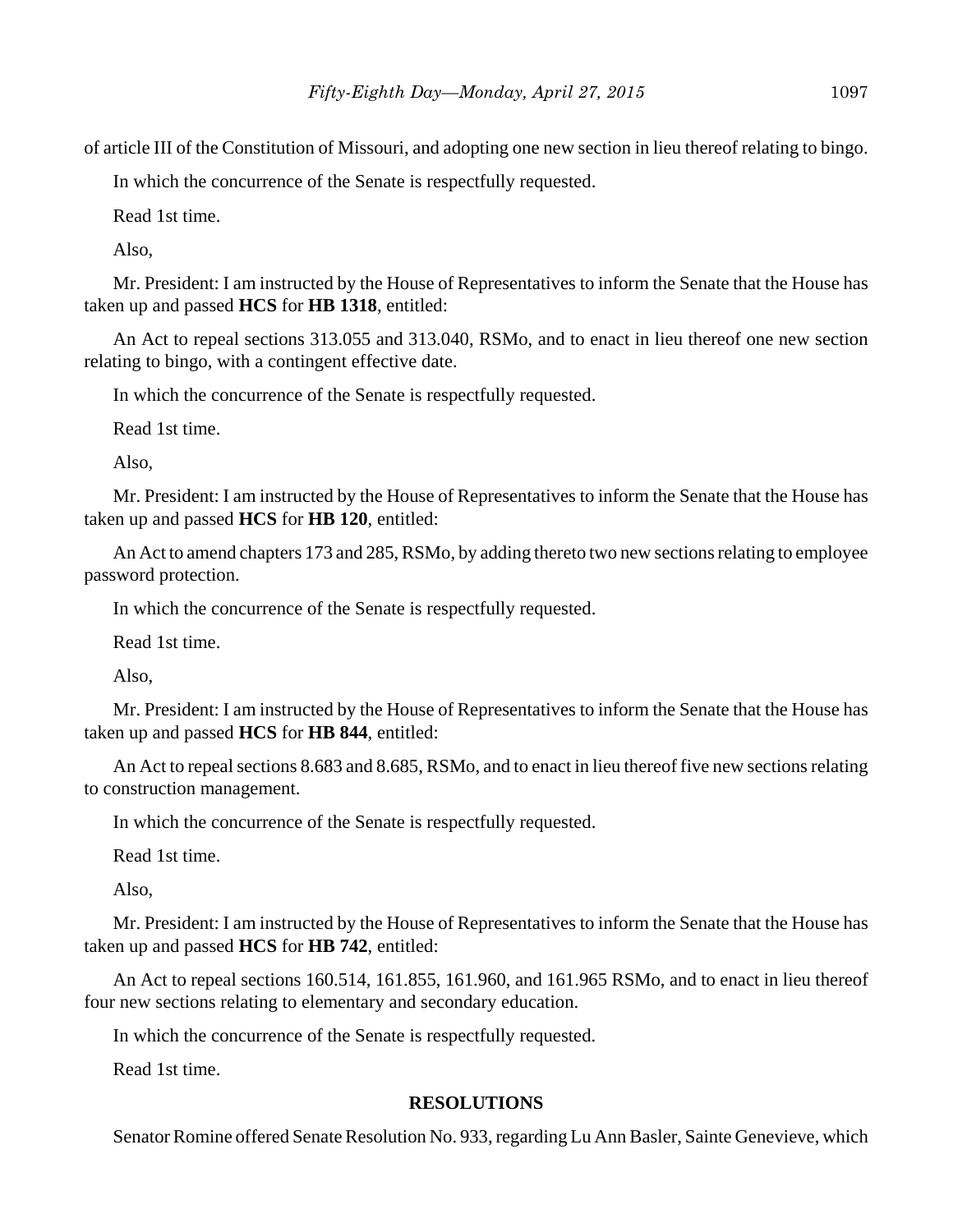of article III of the Constitution of Missouri, and adopting one new section in lieu thereof relating to bingo.

In which the concurrence of the Senate is respectfully requested.

Read 1st time.

Also,

Mr. President: I am instructed by the House of Representatives to inform the Senate that the House has taken up and passed **HCS** for **HB 1318**, entitled:

An Act to repeal sections 313.055 and 313.040, RSMo, and to enact in lieu thereof one new section relating to bingo, with a contingent effective date.

In which the concurrence of the Senate is respectfully requested.

Read 1st time.

Also,

Mr. President: I am instructed by the House of Representatives to inform the Senate that the House has taken up and passed **HCS** for **HB 120**, entitled:

An Act to amend chapters 173 and 285, RSMo, by adding thereto two new sections relating to employee password protection.

In which the concurrence of the Senate is respectfully requested.

Read 1st time.

Also,

Mr. President: I am instructed by the House of Representatives to inform the Senate that the House has taken up and passed **HCS** for **HB 844**, entitled:

An Act to repeal sections 8.683 and 8.685, RSMo, and to enact in lieu thereof five new sections relating to construction management.

In which the concurrence of the Senate is respectfully requested.

Read 1st time.

Also,

Mr. President: I am instructed by the House of Representatives to inform the Senate that the House has taken up and passed **HCS** for **HB 742**, entitled:

An Act to repeal sections 160.514, 161.855, 161.960, and 161.965 RSMo, and to enact in lieu thereof four new sections relating to elementary and secondary education.

In which the concurrence of the Senate is respectfully requested.

Read 1st time.

## RESOLUTIONS

Senator Romine offered Senate Resolution No. 933, regarding Lu Ann Basler, Sainte Genevieve, which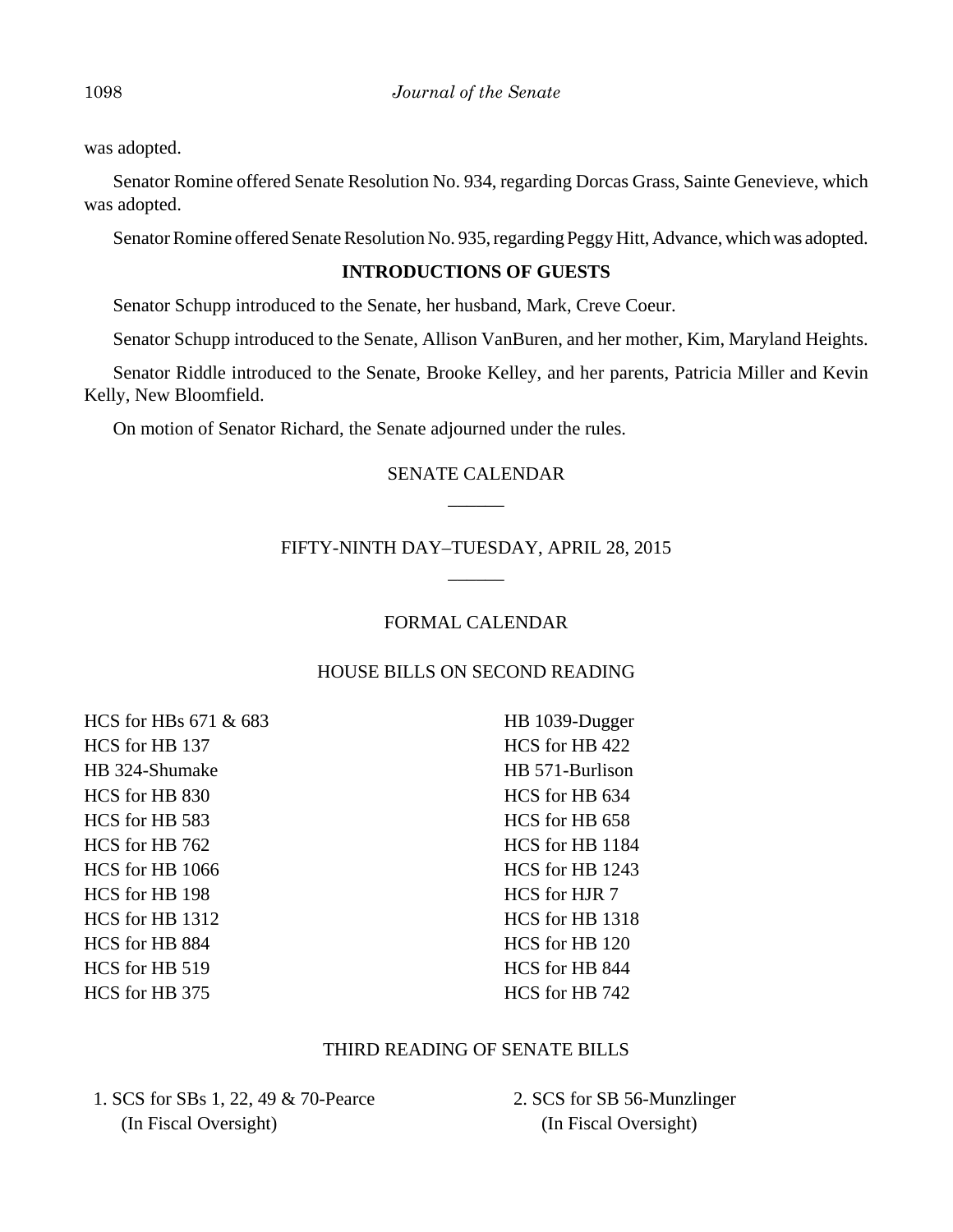was adopted.

Senator Romine offered Senate Resolution No. 934, regarding Dorcas Grass, Sainte Genevieve, which was adopted.

Senator Romine offered Senate Resolution No. 935, regarding Peggy Hitt, Advance, which was adopted.

**INTRODUCTIONS OF GUESTS**

Senator Schupp introduced to the Senate, her husband, Mark, Creve Coeur.

Senator Schupp introduced to the Senate, Allison VanBuren, and her mother, Kim, Maryland Heights.

Senator Riddle introduced to the Senate, Brooke Kelley, and her parents, Patricia Miller and Kevin Kelly, New Bloomfield.

On motion of Senator Richard, the Senate adjourned under the rules.

SENATE CALENDAR

\_\_\_\_\_\_

FIFTY-NINTH DAY–TUESDAY, APRIL 28, 2015

\_\_\_\_\_\_

FORMAL CALENDAR

HOUSE BILLS ON SECOND READING

HCS for HBs 671 & 683
HCS for HB 137
HB 324-Shumake
HCS for HB 830
HCS for HB 583
HCS for HB 762
HCS for HB 1066
HCS for HB 198
HCS for HB 1312
HCS for HB 884
HCS for HB 519
HCS for HB 375
HB 1039-Dugger
HCS for HB 422
HB 571-Burlison
HCS for HB 634
HCS for HB 658
HCS for HB 1184
HCS for HB 1243
HCS for HJR 7
HCS for HB 1318
HCS for HB 120
HCS for HB 844
HCS for HB 742

THIRD READING OF SENATE BILLS

1. SCS for SBs 1, 22, 49 & 70-Pearce
   (In Fiscal Oversight)
2. SCS for SB 56-Munzlinger
   (In Fiscal Oversight)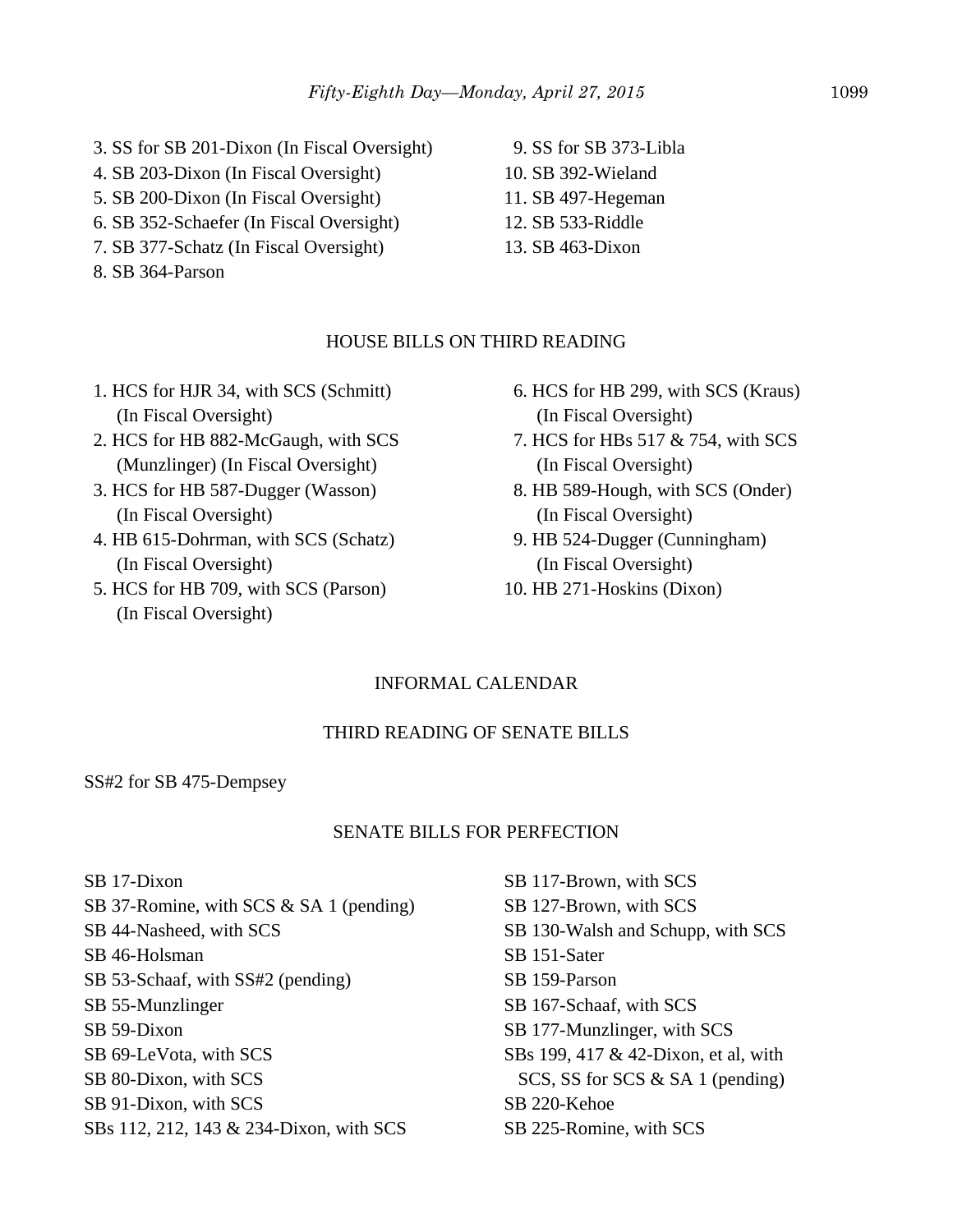3. SS for SB 201-Dixon (In Fiscal Oversight)
4. SB 203-Dixon (In Fiscal Oversight)
5. SB 200-Dixon (In Fiscal Oversight)
6. SB 352-Schaefer (In Fiscal Oversight)
7. SB 377-Schatz (In Fiscal Oversight)
8. SB 364-Parson
9. SS for SB 373-Libla
10. SB 392-Wieland
11. SB 497-Hegeman
12. SB 533-Riddle
13. SB 463-Dixon

## HOUSE BILLS ON THIRD READING

1. HCS for HJR 34, with SCS (Schmitt) (In Fiscal Oversight)
2. HCS for HB 882-McGaugh, with SCS (Munzlinger) (In Fiscal Oversight)
3. HCS for HB 587-Dugger (Wasson) (In Fiscal Oversight)
4. HB 615-Dohrman, with SCS (Schatz) (In Fiscal Oversight)
5. HCS for HB 709, with SCS (Parson) (In Fiscal Oversight)
6. HCS for HB 299, with SCS (Kraus) (In Fiscal Oversight)
7. HCS for HBs 517 & 754, with SCS (In Fiscal Oversight)
8. HB 589-Hough, with SCS (Onder) (In Fiscal Oversight)
9. HB 524-Dugger (Cunningham) (In Fiscal Oversight)
10. HB 271-Hoskins (Dixon)

## INFORMAL CALENDAR

### THIRD READING OF SENATE BILLS

SS#2 for SB 475-Dempsey

### SENATE BILLS FOR PERFECTION

SB 17-Dixon
SB 37-Romine, with SCS & SA 1 (pending)
SB 44-Nasheed, with SCS
SB 46-Holsman
SB 53-Schaaf, with SS#2 (pending)
SB 55-Munzlinger
SB 59-Dixon
SB 69-LeVota, with SCS
SB 80-Dixon, with SCS
SB 91-Dixon, with SCS
SBs 112, 212, 143 & 234-Dixon, with SCS
SB 117-Brown, with SCS
SB 127-Brown, with SCS
SB 130-Walsh and Schupp, with SCS
SB 151-Sater
SB 159-Parson
SB 167-Schaaf, with SCS
SB 177-Munzlinger, with SCS
SBs 199, 417 & 42-Dixon, et al, with SCS, SS for SCS & SA 1 (pending)
SB 220-Kehoe
SB 225-Romine, with SCS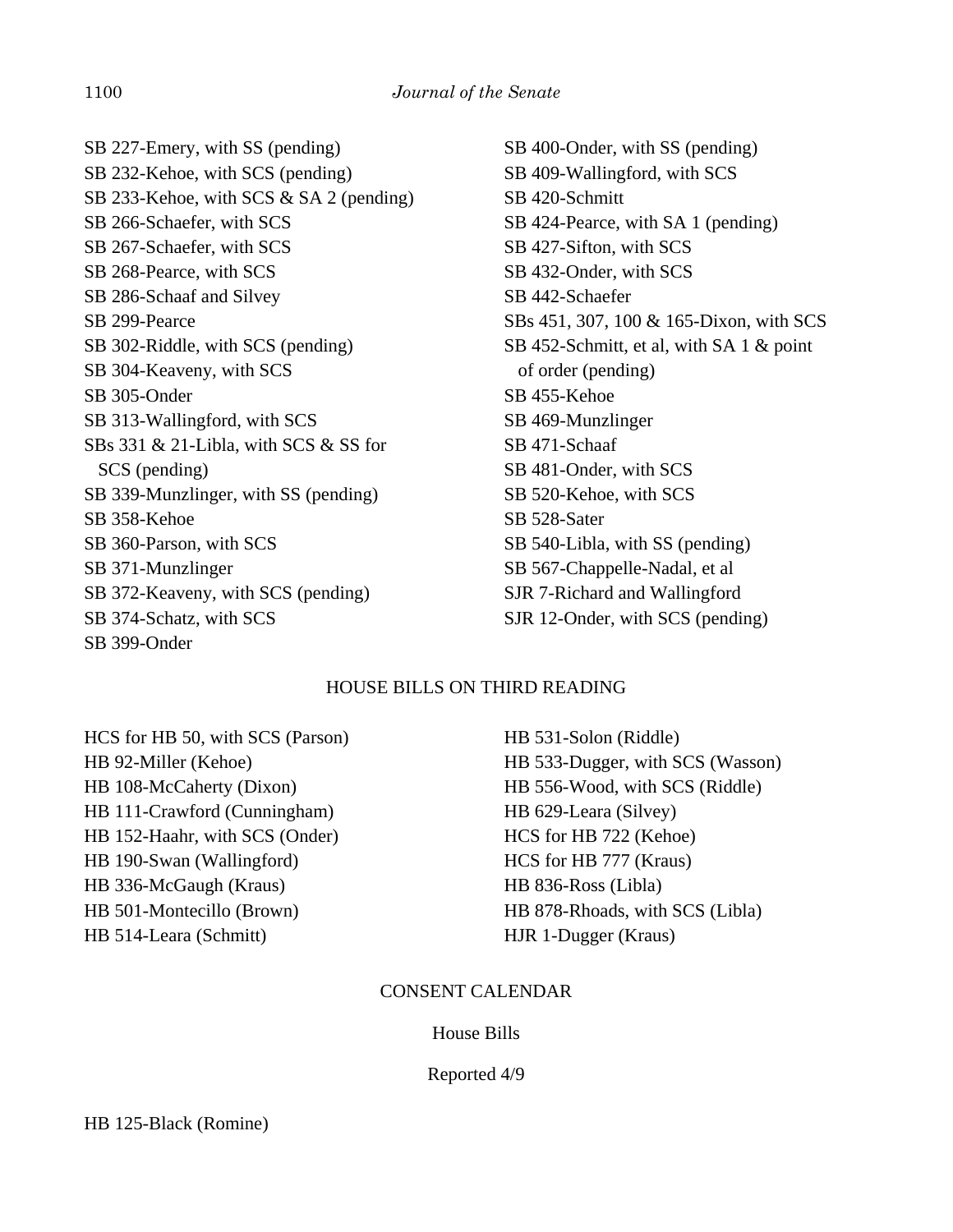SB 227-Emery, with SS (pending)
SB 232-Kehoe, with SCS (pending)
SB 233-Kehoe, with SCS & SA 2 (pending)
SB 266-Schaefer, with SCS
SB 267-Schaefer, with SCS
SB 268-Pearce, with SCS
SB 286-Schaaf and Silvey
SB 299-Pearce
SB 302-Riddle, with SCS (pending)
SB 304-Keaveny, with SCS
SB 305-Onder
SB 313-Wallingford, with SCS
SBs 331 & 21-Libla, with SCS & SS for SCS (pending)
SB 339-Munzlinger, with SS (pending)
SB 358-Kehoe
SB 360-Parson, with SCS
SB 371-Munzlinger
SB 372-Keaveny, with SCS (pending)
SB 374-Schatz, with SCS
SB 399-Onder
SB 400-Onder, with SS (pending)
SB 409-Wallingford, with SCS
SB 420-Schmitt
SB 424-Pearce, with SA 1 (pending)
SB 427-Sifton, with SCS
SB 432-Onder, with SCS
SB 442-Schaefer
SBs 451, 307, 100 & 165-Dixon, with SCS
SB 452-Schmitt, et al, with SA 1 & point of order (pending)
SB 455-Kehoe
SB 469-Munzlinger
SB 471-Schaaf
SB 481-Onder, with SCS
SB 520-Kehoe, with SCS
SB 528-Sater
SB 540-Libla, with SS (pending)
SB 567-Chappelle-Nadal, et al
SJR 7-Richard and Wallingford
SJR 12-Onder, with SCS (pending)

## HOUSE BILLS ON THIRD READING

HCS for HB 50, with SCS (Parson)
HB 92-Miller (Kehoe)
HB 108-McCaherty (Dixon)
HB 111-Crawford (Cunningham)
HB 152-Haahr, with SCS (Onder)
HB 190-Swan (Wallingford)
HB 336-McGaugh (Kraus)
HB 501-Montecillo (Brown)
HB 514-Leara (Schmitt)
HB 531-Solon (Riddle)
HB 533-Dugger, with SCS (Wasson)
HB 556-Wood, with SCS (Riddle)
HB 629-Leara (Silvey)
HCS for HB 722 (Kehoe)
HCS for HB 777 (Kraus)
HB 836-Ross (Libla)
HB 878-Rhoads, with SCS (Libla)
HJR 1-Dugger (Kraus)

## CONSENT CALENDAR

### House Bills

Reported 4/9

HB 125-Black (Romine)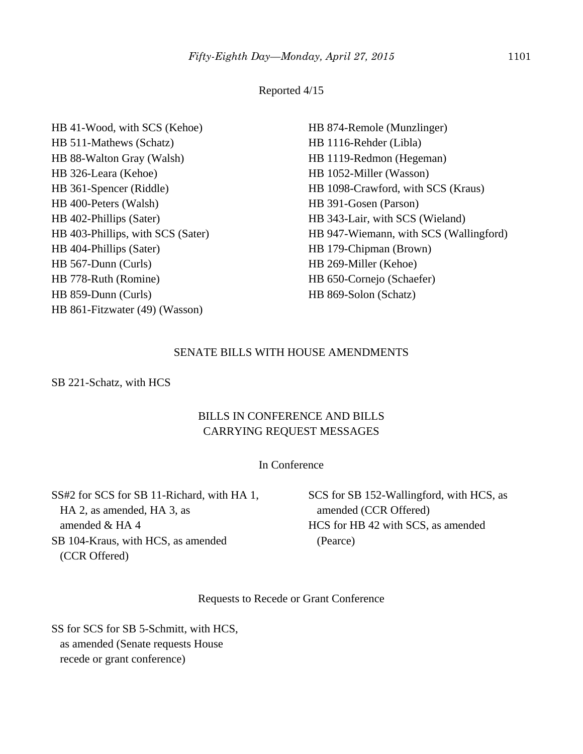Reported 4/15

HB 41-Wood, with SCS (Kehoe)
HB 511-Mathews (Schatz)
HB 88-Walton Gray (Walsh)
HB 326-Leara (Kehoe)
HB 361-Spencer (Riddle)
HB 400-Peters (Walsh)
HB 402-Phillips (Sater)
HB 403-Phillips, with SCS (Sater)
HB 404-Phillips (Sater)
HB 567-Dunn (Curls)
HB 778-Ruth (Romine)
HB 859-Dunn (Curls)
HB 861-Fitzwater (49) (Wasson)
HB 874-Remole (Munzlinger)
HB 1116-Rehder (Libla)
HB 1119-Redmon (Hegeman)
HB 1052-Miller (Wasson)
HB 1098-Crawford, with SCS (Kraus)
HB 391-Gosen (Parson)
HB 343-Lair, with SCS (Wieland)
HB 947-Wiemann, with SCS (Wallingford)
HB 179-Chipman (Brown)
HB 269-Miller (Kehoe)
HB 650-Cornejo (Schaefer)
HB 869-Solon (Schatz)

## SENATE BILLS WITH HOUSE AMENDMENTS

SB 221-Schatz, with HCS

## BILLS IN CONFERENCE AND BILLS CARRYING REQUEST MESSAGES

In Conference

SS#2 for SCS for SB 11-Richard, with HA 1, HA 2, as amended, HA 3, as amended & HA 4
SB 104-Kraus, with HCS, as amended (CCR Offered)
SCS for SB 152-Wallingford, with HCS, as amended (CCR Offered)
HCS for HB 42 with SCS, as amended (Pearce)

Requests to Recede or Grant Conference

SS for SCS for SB 5-Schmitt, with HCS, as amended (Senate requests House recede or grant conference)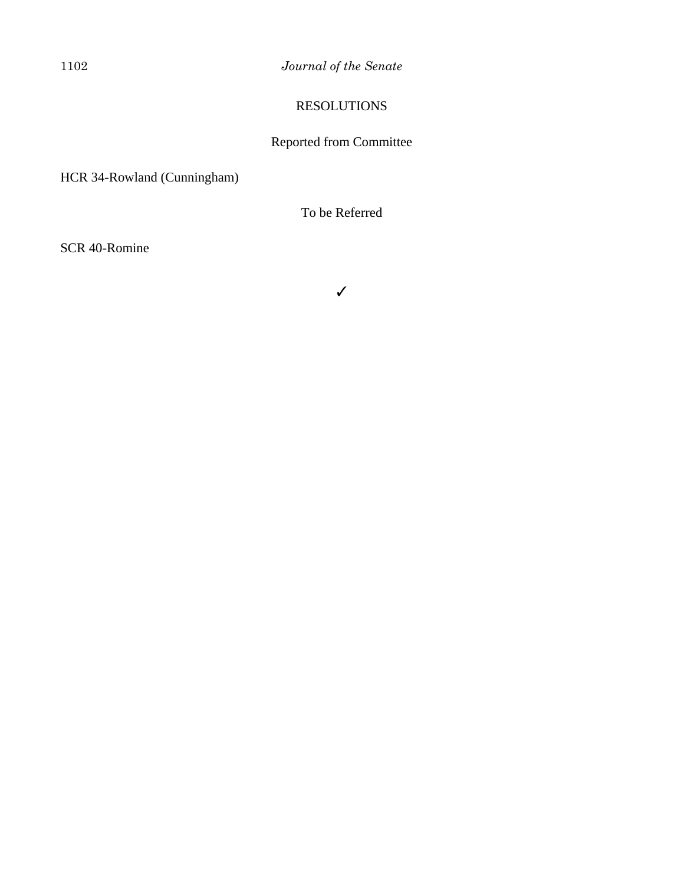## RESOLUTIONS

### Reported from Committee

HCR 34-Rowland (Cunningham)

### To be Referred

SCR 40-Romine

✓